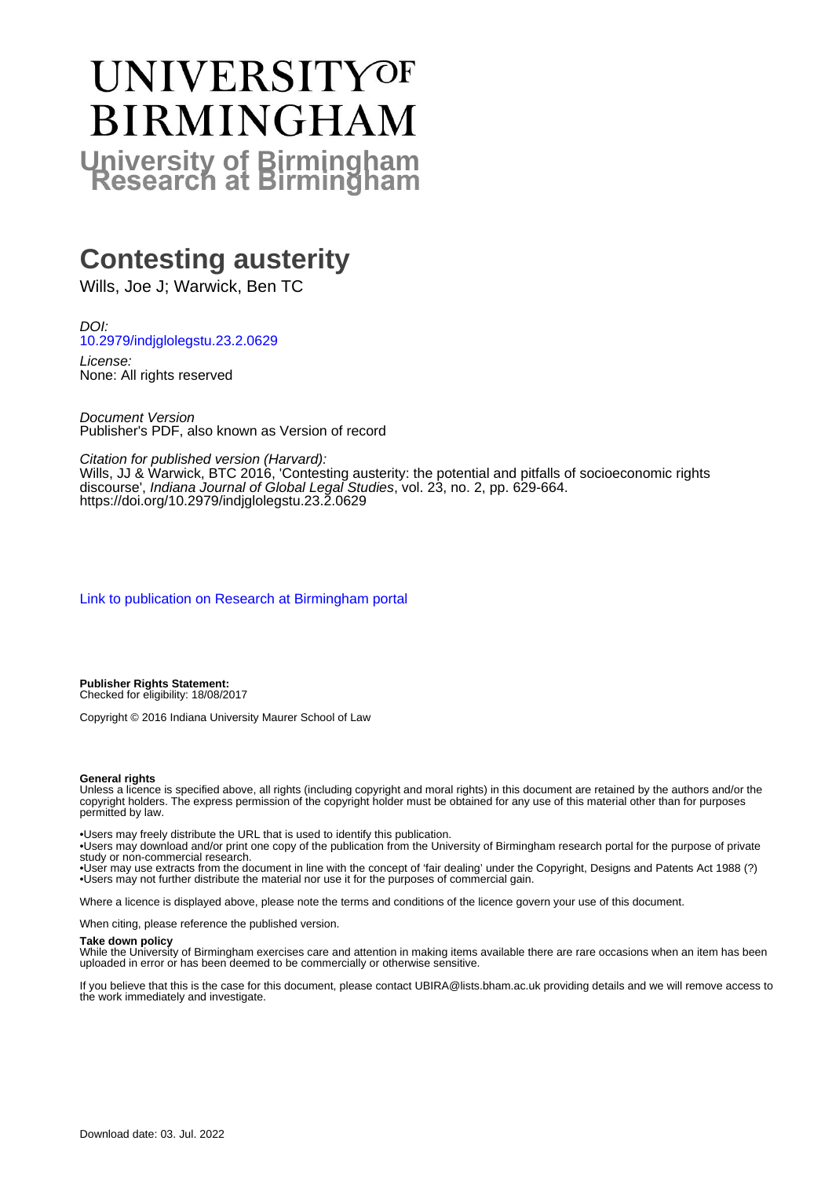# UNIVERSITY OF BIRMINGHAM

**University of Birmingham Research at Birmingham**

# Contesting austerity

Wills, Joe J; Warwick, Ben TC

*DOI:*
[10.2979/indjglolegstu.23.2.0629](https://doi.org/10.2979/indjglolegstu.23.2.0629)

*License:*
None: All rights reserved

*Document Version*
Publisher's PDF, also known as Version of record

*Citation for published version (Harvard):*
Wills, JJ & Warwick, BTC 2016, 'Contesting austerity: the potential and pitfalls of socioeconomic rights discourse', *Indiana Journal of Global Legal Studies*, vol. 23, no. 2, pp. 629-664. https://doi.org/10.2979/indjglolegstu.23.2.0629

[Link to publication on Research at Birmingham portal]

**Publisher Rights Statement:**
Checked for eligibility: 18/08/2017

Copyright © 2016 Indiana University Maurer School of Law

**General rights**
Unless a licence is specified above, all rights (including copyright and moral rights) in this document are retained by the authors and/or the copyright holders. The express permission of the copyright holder must be obtained for any use of this material other than for purposes permitted by law.

•Users may freely distribute the URL that is used to identify this publication.
•Users may download and/or print one copy of the publication from the University of Birmingham research portal for the purpose of private study or non-commercial research.
•User may use extracts from the document in line with the concept of 'fair dealing' under the Copyright, Designs and Patents Act 1988 (?)
•Users may not further distribute the material nor use it for the purposes of commercial gain.

Where a licence is displayed above, please note the terms and conditions of the licence govern your use of this document.

When citing, please reference the published version.

**Take down policy**
While the University of Birmingham exercises care and attention in making items available there are rare occasions when an item has been uploaded in error or has been deemed to be commercially or otherwise sensitive.

If you believe that this is the case for this document, please contact UBIRA@lists.bham.ac.uk providing details and we will remove access to the work immediately and investigate.

Download date: 03. Jul. 2022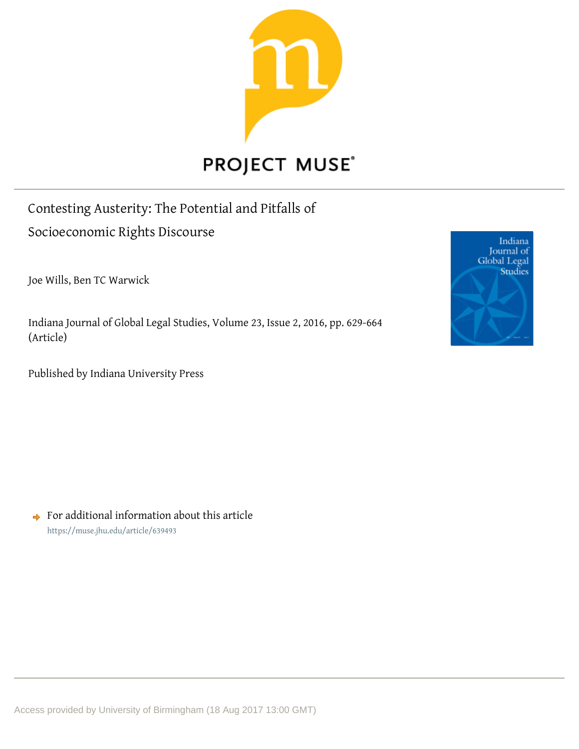PROJECT MUSE

Contesting Austerity: The Potential and Pitfalls of Socioeconomic Rights Discourse

Joe Wills, Ben TC Warwick

Indiana Journal of Global Legal Studies, Volume 23, Issue 2, 2016, pp. 629-664 (Article)

Published by Indiana University Press

For additional information about this article
https://muse.jhu.edu/article/639493

Access provided by University of Birmingham (18 Aug 2017 13:00 GMT)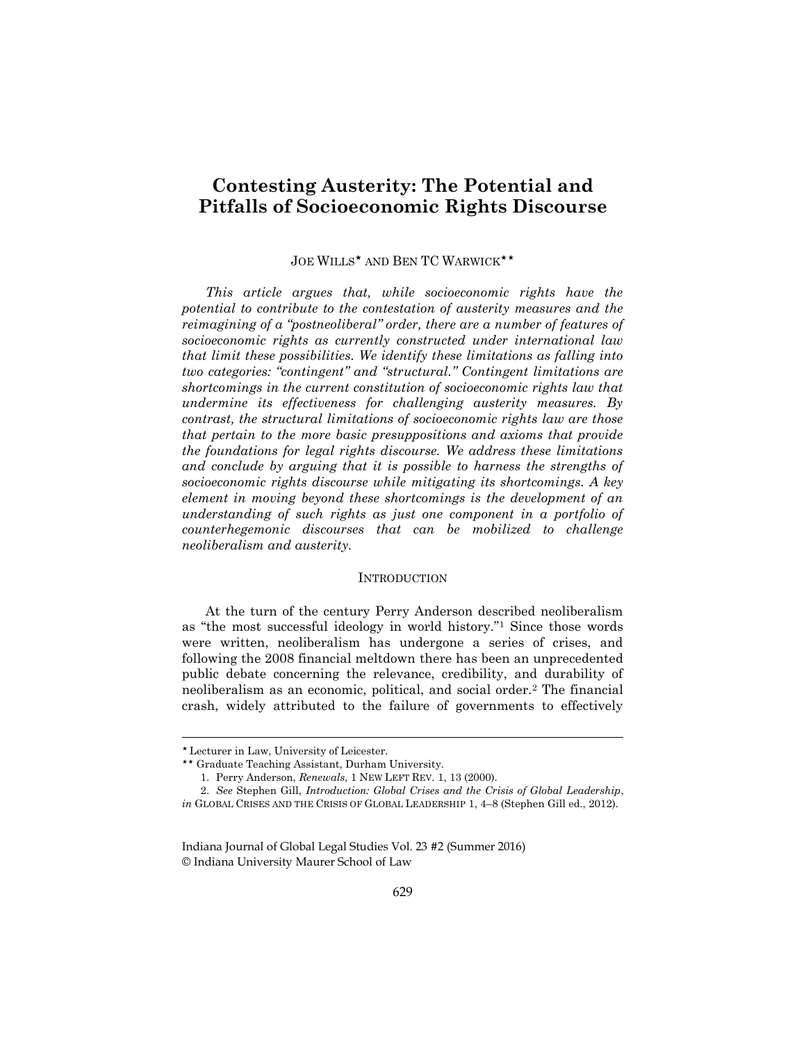# Contesting Austerity: The Potential and Pitfalls of Socioeconomic Rights Discourse

JOE WILLS* AND BEN TC WARWICK**

*This article argues that, while socioeconomic rights have the potential to contribute to the contestation of austerity measures and the reimagining of a "postneoliberal" order, there are a number of features of socioeconomic rights as currently constructed under international law that limit these possibilities. We identify these limitations as falling into two categories: "contingent" and "structural." Contingent limitations are shortcomings in the current constitution of socioeconomic rights law that undermine its effectiveness for challenging austerity measures. By contrast, the structural limitations of socioeconomic rights law are those that pertain to the more basic presuppositions and axioms that provide the foundations for legal rights discourse. We address these limitations and conclude by arguing that it is possible to harness the strengths of socioeconomic rights discourse while mitigating its shortcomings. A key element in moving beyond these shortcomings is the development of an understanding of such rights as just one component in a portfolio of counterhegemonic discourses that can be mobilized to challenge neoliberalism and austerity.*

## INTRODUCTION

At the turn of the century Perry Anderson described neoliberalism as "the most successful ideology in world history."[1] Since those words were written, neoliberalism has undergone a series of crises, and following the 2008 financial meltdown there has been an unprecedented public debate concerning the relevance, credibility, and durability of neoliberalism as an economic, political, and social order.[2] The financial crash, widely attributed to the failure of governments to effectively

---

\* Lecturer in Law, University of Leicester.

\*\* Graduate Teaching Assistant, Durham University.

1. Perry Anderson, *Renewals*, 1 NEW LEFT REV. 1, 13 (2000).

2. *See* Stephen Gill, *Introduction: Global Crises and the Crisis of Global Leadership*, *in* GLOBAL CRISES AND THE CRISIS OF GLOBAL LEADERSHIP 1, 4–8 (Stephen Gill ed., 2012).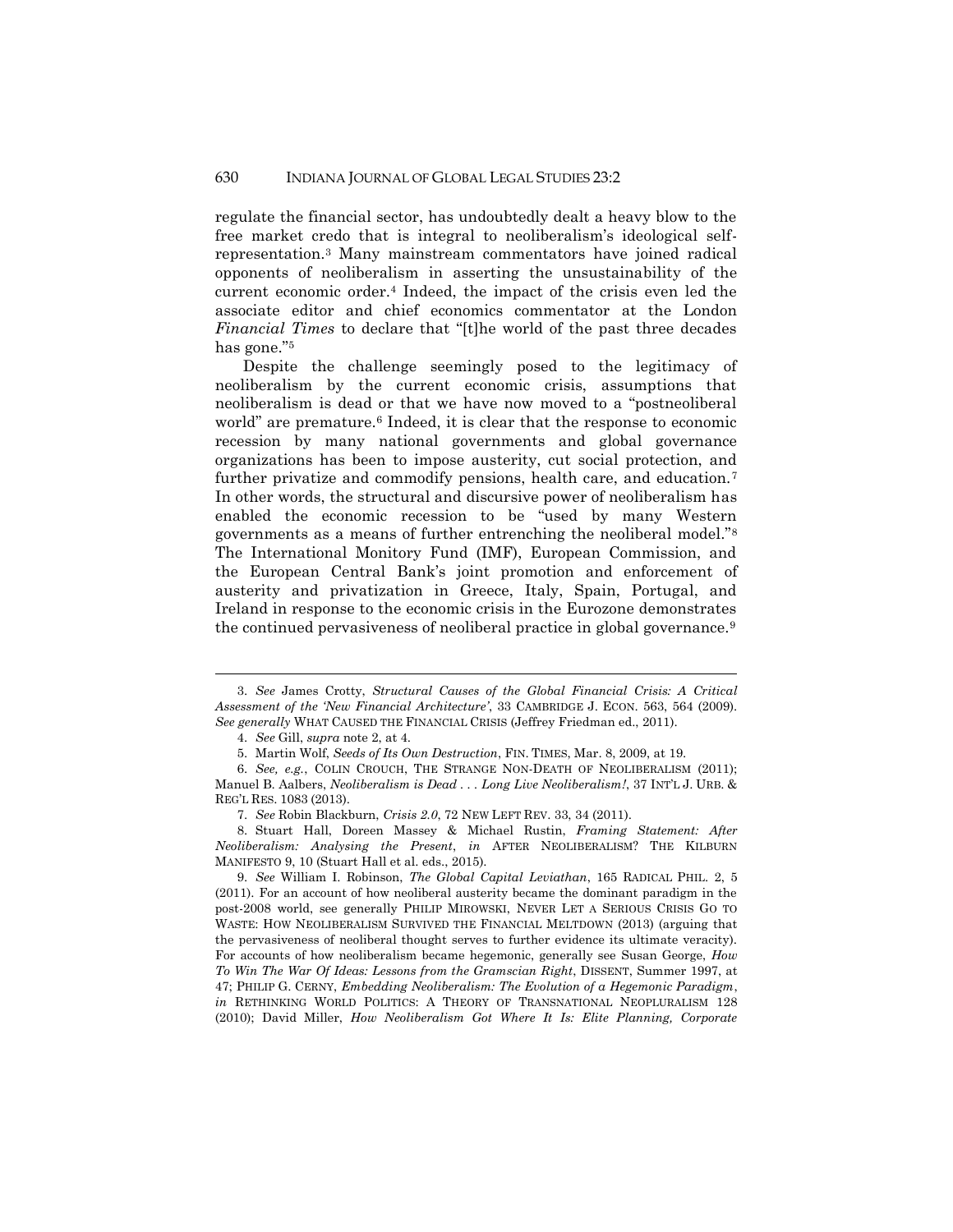regulate the financial sector, has undoubtedly dealt a heavy blow to the free market credo that is integral to neoliberalism's ideological self-representation.[3] Many mainstream commentators have joined radical opponents of neoliberalism in asserting the unsustainability of the current economic order.[4] Indeed, the impact of the crisis even led the associate editor and chief economics commentator at the London *Financial Times* to declare that "[t]he world of the past three decades has gone."[5]

Despite the challenge seemingly posed to the legitimacy of neoliberalism by the current economic crisis, assumptions that neoliberalism is dead or that we have now moved to a "postneoliberal world" are premature.[6] Indeed, it is clear that the response to economic recession by many national governments and global governance organizations has been to impose austerity, cut social protection, and further privatize and commodify pensions, health care, and education.[7] In other words, the structural and discursive power of neoliberalism has enabled the economic recession to be "used by many Western governments as a means of further entrenching the neoliberal model."[8] The International Monitory Fund (IMF), European Commission, and the European Central Bank's joint promotion and enforcement of austerity and privatization in Greece, Italy, Spain, Portugal, and Ireland in response to the economic crisis in the Eurozone demonstrates the continued pervasiveness of neoliberal practice in global governance.[9]

---

3. *See* James Crotty, *Structural Causes of the Global Financial Crisis: A Critical Assessment of the 'New Financial Architecture'*, 33 CAMBRIDGE J. ECON. 563, 564 (2009). *See generally* WHAT CAUSED THE FINANCIAL CRISIS (Jeffrey Friedman ed., 2011).

4. *See* Gill, *supra* note 2, at 4.

5. Martin Wolf, *Seeds of Its Own Destruction*, FIN. TIMES, Mar. 8, 2009, at 19.

6. *See, e.g.*, COLIN CROUCH, THE STRANGE NON-DEATH OF NEOLIBERALISM (2011); Manuel B. Aalbers, *Neoliberalism is Dead . . . Long Live Neoliberalism!*, 37 INT'L J. URB. & REG'L RES. 1083 (2013).

7. *See* Robin Blackburn, *Crisis 2.0*, 72 NEW LEFT REV. 33, 34 (2011).

8. Stuart Hall, Doreen Massey & Michael Rustin, *Framing Statement: After Neoliberalism: Analysing the Present*, *in* AFTER NEOLIBERALISM? THE KILBURN MANIFESTO 9, 10 (Stuart Hall et al. eds., 2015).

9. *See* William I. Robinson, *The Global Capital Leviathan*, 165 RADICAL PHIL. 2, 5 (2011). For an account of how neoliberal austerity became the dominant paradigm in the post-2008 world, see generally PHILIP MIROWSKI, NEVER LET A SERIOUS CRISIS GO TO WASTE: HOW NEOLIBERALISM SURVIVED THE FINANCIAL MELTDOWN (2013) (arguing that the pervasiveness of neoliberal thought serves to further evidence its ultimate veracity). For accounts of how neoliberalism became hegemonic, generally see Susan George, *How To Win The War Of Ideas: Lessons from the Gramscian Right*, DISSENT, Summer 1997, at 47; PHILIP G. CERNY, *Embedding Neoliberalism: The Evolution of a Hegemonic Paradigm*, *in* RETHINKING WORLD POLITICS: A THEORY OF TRANSNATIONAL NEOPLURALISM 128 (2010); David Miller, *How Neoliberalism Got Where It Is: Elite Planning, Corporate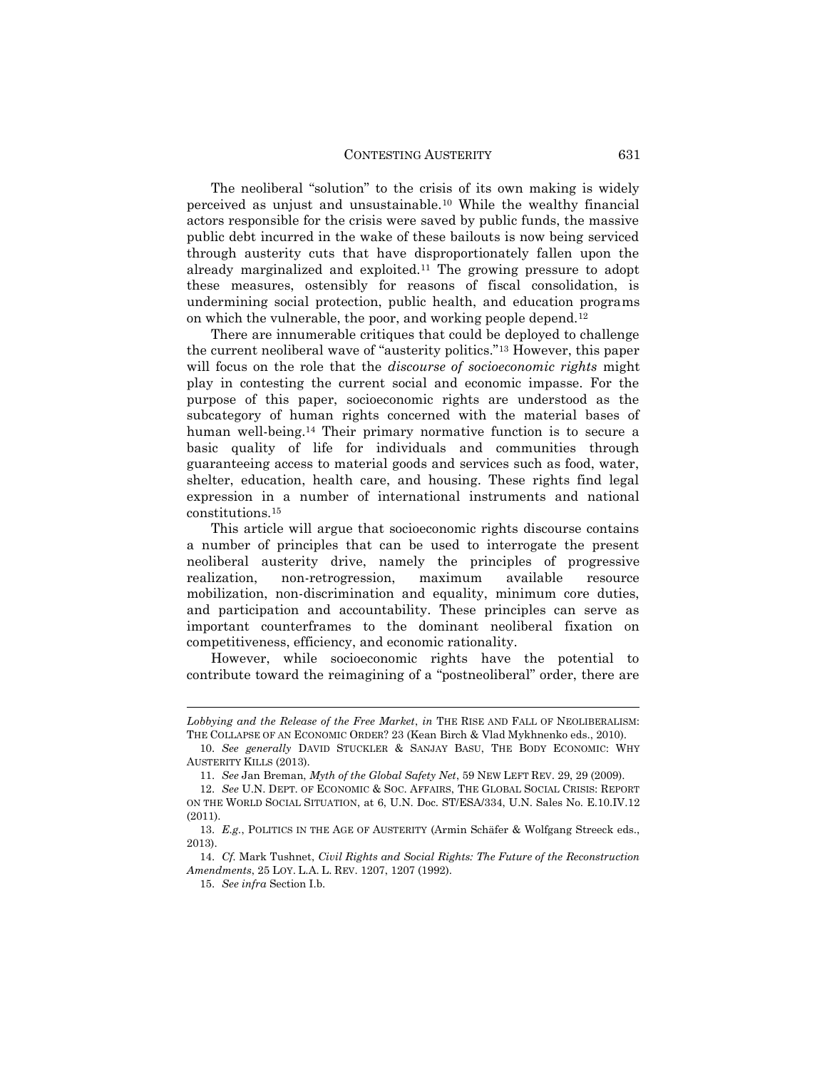The neoliberal "solution" to the crisis of its own making is widely perceived as unjust and unsustainable.[10] While the wealthy financial actors responsible for the crisis were saved by public funds, the massive public debt incurred in the wake of these bailouts is now being serviced through austerity cuts that have disproportionately fallen upon the already marginalized and exploited.[11] The growing pressure to adopt these measures, ostensibly for reasons of fiscal consolidation, is undermining social protection, public health, and education programs on which the vulnerable, the poor, and working people depend.[12]

There are innumerable critiques that could be deployed to challenge the current neoliberal wave of "austerity politics."[13] However, this paper will focus on the role that the *discourse of socioeconomic rights* might play in contesting the current social and economic impasse. For the purpose of this paper, socioeconomic rights are understood as the subcategory of human rights concerned with the material bases of human well-being.[14] Their primary normative function is to secure a basic quality of life for individuals and communities through guaranteeing access to material goods and services such as food, water, shelter, education, health care, and housing. These rights find legal expression in a number of international instruments and national constitutions.[15]

This article will argue that socioeconomic rights discourse contains a number of principles that can be used to interrogate the present neoliberal austerity drive, namely the principles of progressive realization, non-retrogression, maximum available resource mobilization, non-discrimination and equality, minimum core duties, and participation and accountability. These principles can serve as important counterframes to the dominant neoliberal fixation on competitiveness, efficiency, and economic rationality.

However, while socioeconomic rights have the potential to contribute toward the reimagining of a "postneoliberal" order, there are

---

*Lobbying and the Release of the Free Market*, *in* THE RISE AND FALL OF NEOLIBERALISM: THE COLLAPSE OF AN ECONOMIC ORDER? 23 (Kean Birch & Vlad Mykhnenko eds., 2010).

10. *See generally* DAVID STUCKLER & SANJAY BASU, THE BODY ECONOMIC: WHY AUSTERITY KILLS (2013).

11. *See* Jan Breman, *Myth of the Global Safety Net*, 59 NEW LEFT REV. 29, 29 (2009).

12. *See* U.N. DEPT. OF ECONOMIC & SOC. AFFAIRS, THE GLOBAL SOCIAL CRISIS: REPORT ON THE WORLD SOCIAL SITUATION, at 6, U.N. Doc. ST/ESA/334, U.N. Sales No. E.10.IV.12 (2011).

13. *E.g.*, POLITICS IN THE AGE OF AUSTERITY (Armin Schäfer & Wolfgang Streeck eds., 2013).

14. *Cf.* Mark Tushnet, *Civil Rights and Social Rights: The Future of the Reconstruction Amendments*, 25 LOY. L.A. L. REV. 1207, 1207 (1992).

15. *See infra* Section I.b.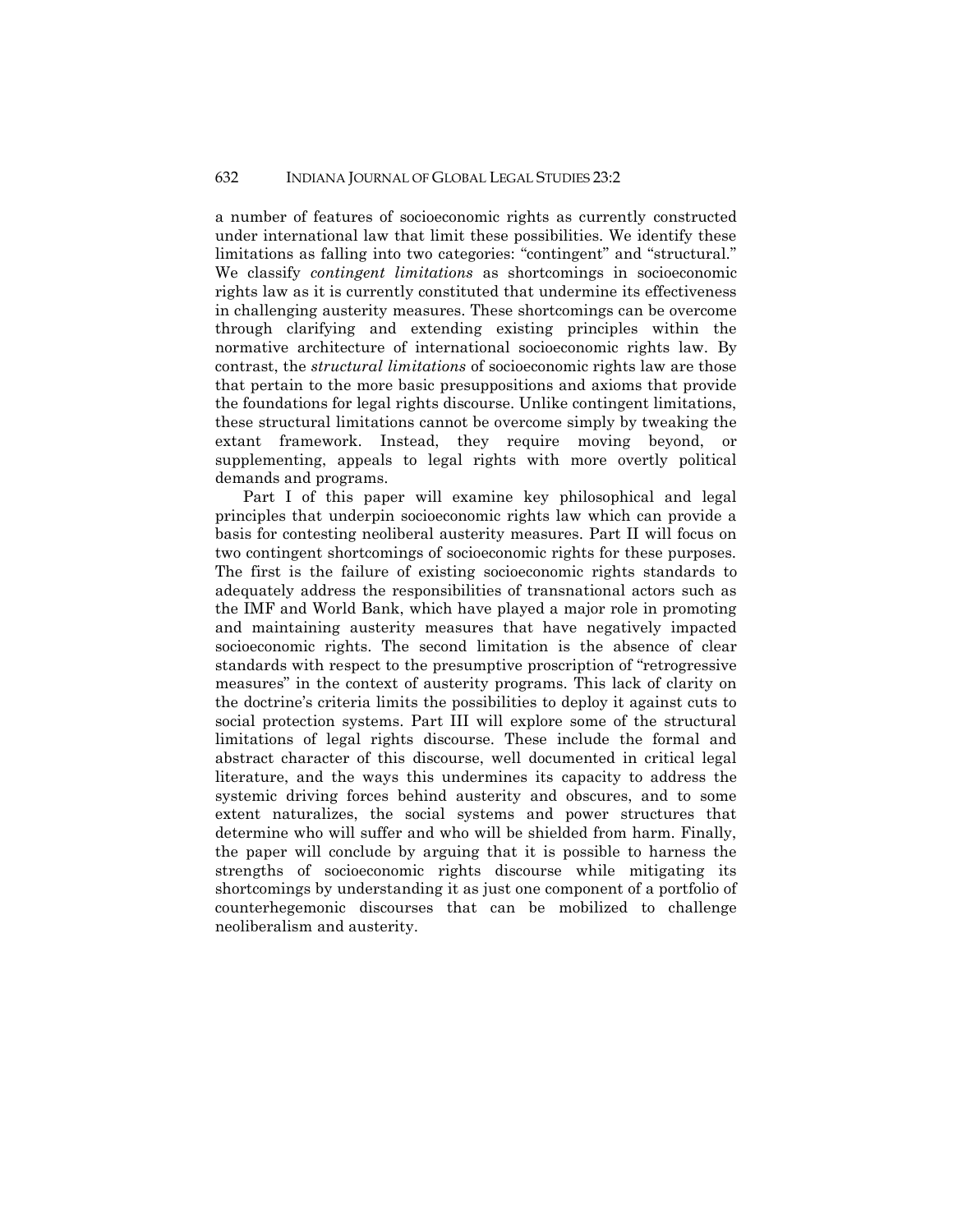a number of features of socioeconomic rights as currently constructed under international law that limit these possibilities. We identify these limitations as falling into two categories: "contingent" and "structural." We classify *contingent limitations* as shortcomings in socioeconomic rights law as it is currently constituted that undermine its effectiveness in challenging austerity measures. These shortcomings can be overcome through clarifying and extending existing principles within the normative architecture of international socioeconomic rights law. By contrast, the *structural limitations* of socioeconomic rights law are those that pertain to the more basic presuppositions and axioms that provide the foundations for legal rights discourse. Unlike contingent limitations, these structural limitations cannot be overcome simply by tweaking the extant framework. Instead, they require moving beyond, or supplementing, appeals to legal rights with more overtly political demands and programs.

Part I of this paper will examine key philosophical and legal principles that underpin socioeconomic rights law which can provide a basis for contesting neoliberal austerity measures. Part II will focus on two contingent shortcomings of socioeconomic rights for these purposes. The first is the failure of existing socioeconomic rights standards to adequately address the responsibilities of transnational actors such as the IMF and World Bank, which have played a major role in promoting and maintaining austerity measures that have negatively impacted socioeconomic rights. The second limitation is the absence of clear standards with respect to the presumptive proscription of "retrogressive measures" in the context of austerity programs. This lack of clarity on the doctrine's criteria limits the possibilities to deploy it against cuts to social protection systems. Part III will explore some of the structural limitations of legal rights discourse. These include the formal and abstract character of this discourse, well documented in critical legal literature, and the ways this undermines its capacity to address the systemic driving forces behind austerity and obscures, and to some extent naturalizes, the social systems and power structures that determine who will suffer and who will be shielded from harm. Finally, the paper will conclude by arguing that it is possible to harness the strengths of socioeconomic rights discourse while mitigating its shortcomings by understanding it as just one component of a portfolio of counterhegemonic discourses that can be mobilized to challenge neoliberalism and austerity.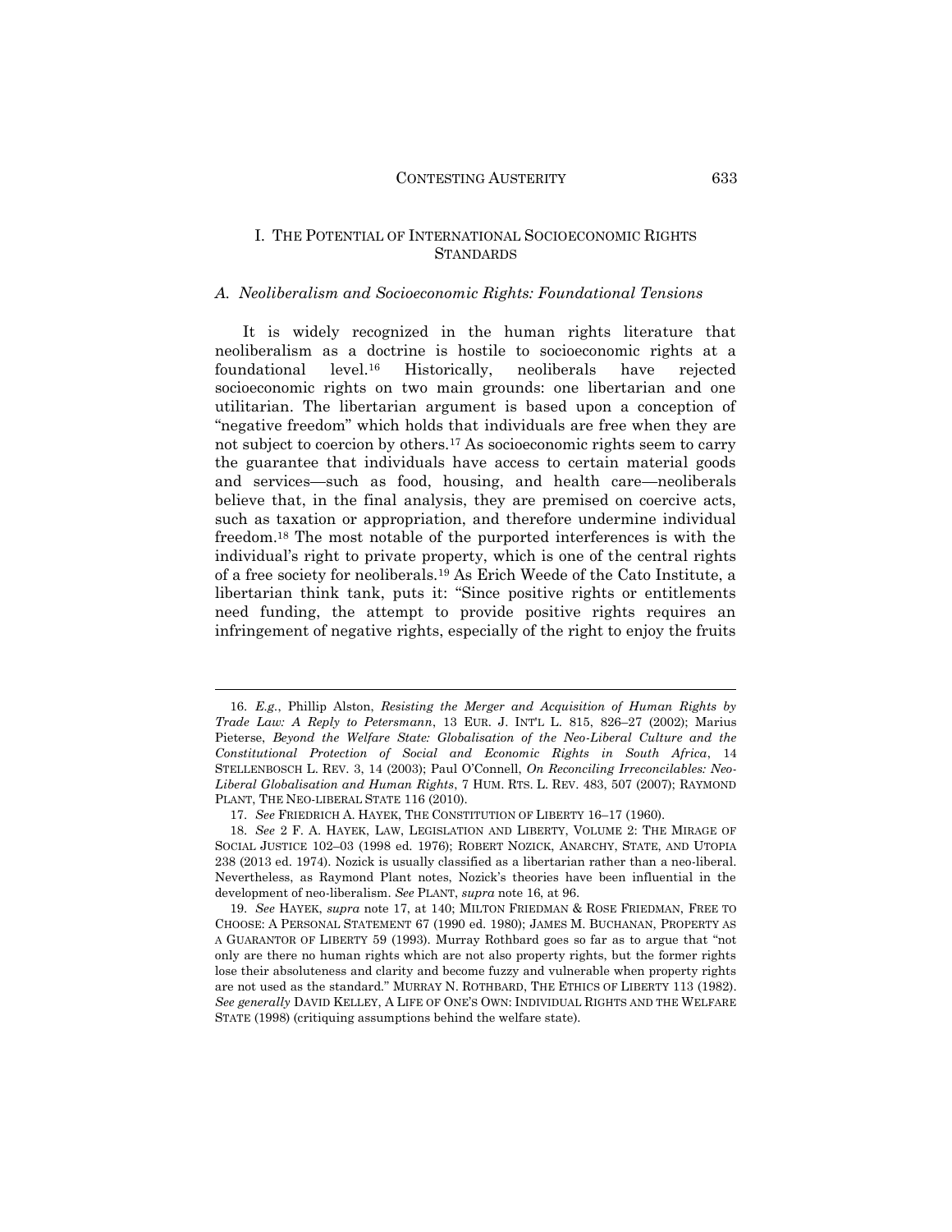## I. THE POTENTIAL OF INTERNATIONAL SOCIOECONOMIC RIGHTS STANDARDS

### *A. Neoliberalism and Socioeconomic Rights: Foundational Tensions*

It is widely recognized in the human rights literature that neoliberalism as a doctrine is hostile to socioeconomic rights at a foundational level.[16] Historically, neoliberals have rejected socioeconomic rights on two main grounds: one libertarian and one utilitarian. The libertarian argument is based upon a conception of "negative freedom" which holds that individuals are free when they are not subject to coercion by others.[17] As socioeconomic rights seem to carry the guarantee that individuals have access to certain material goods and services—such as food, housing, and health care—neoliberals believe that, in the final analysis, they are premised on coercive acts, such as taxation or appropriation, and therefore undermine individual freedom.[18] The most notable of the purported interferences is with the individual's right to private property, which is one of the central rights of a free society for neoliberals.[19] As Erich Weede of the Cato Institute, a libertarian think tank, puts it: "Since positive rights or entitlements need funding, the attempt to provide positive rights requires an infringement of negative rights, especially of the right to enjoy the fruits

---

16. *E.g.*, Phillip Alston, *Resisting the Merger and Acquisition of Human Rights by Trade Law: A Reply to Petersmann*, 13 EUR. J. INT'L L. 815, 826–27 (2002); Marius Pieterse, *Beyond the Welfare State: Globalisation of the Neo-Liberal Culture and the Constitutional Protection of Social and Economic Rights in South Africa*, 14 STELLENBOSCH L. REV. 3, 14 (2003); Paul O'Connell, *On Reconciling Irreconcilables: Neo-Liberal Globalisation and Human Rights*, 7 HUM. RTS. L. REV. 483, 507 (2007); RAYMOND PLANT, THE NEO-LIBERAL STATE 116 (2010).

17. *See* FRIEDRICH A. HAYEK, THE CONSTITUTION OF LIBERTY 16–17 (1960).

18. *See* 2 F. A. HAYEK, LAW, LEGISLATION AND LIBERTY, VOLUME 2: THE MIRAGE OF SOCIAL JUSTICE 102–03 (1998 ed. 1976); ROBERT NOZICK, ANARCHY, STATE, AND UTOPIA 238 (2013 ed. 1974). Nozick is usually classified as a libertarian rather than a neo-liberal. Nevertheless, as Raymond Plant notes, Nozick's theories have been influential in the development of neo-liberalism. *See* PLANT, *supra* note 16, at 96.

19. *See* HAYEK, *supra* note 17, at 140; MILTON FRIEDMAN & ROSE FRIEDMAN, FREE TO CHOOSE: A PERSONAL STATEMENT 67 (1990 ed. 1980); JAMES M. BUCHANAN, PROPERTY AS A GUARANTOR OF LIBERTY 59 (1993). Murray Rothbard goes so far as to argue that "not only are there no human rights which are not also property rights, but the former rights lose their absoluteness and clarity and become fuzzy and vulnerable when property rights are not used as the standard." MURRAY N. ROTHBARD, THE ETHICS OF LIBERTY 113 (1982). *See generally* DAVID KELLEY, A LIFE OF ONE'S OWN: INDIVIDUAL RIGHTS AND THE WELFARE STATE (1998) (critiquing assumptions behind the welfare state).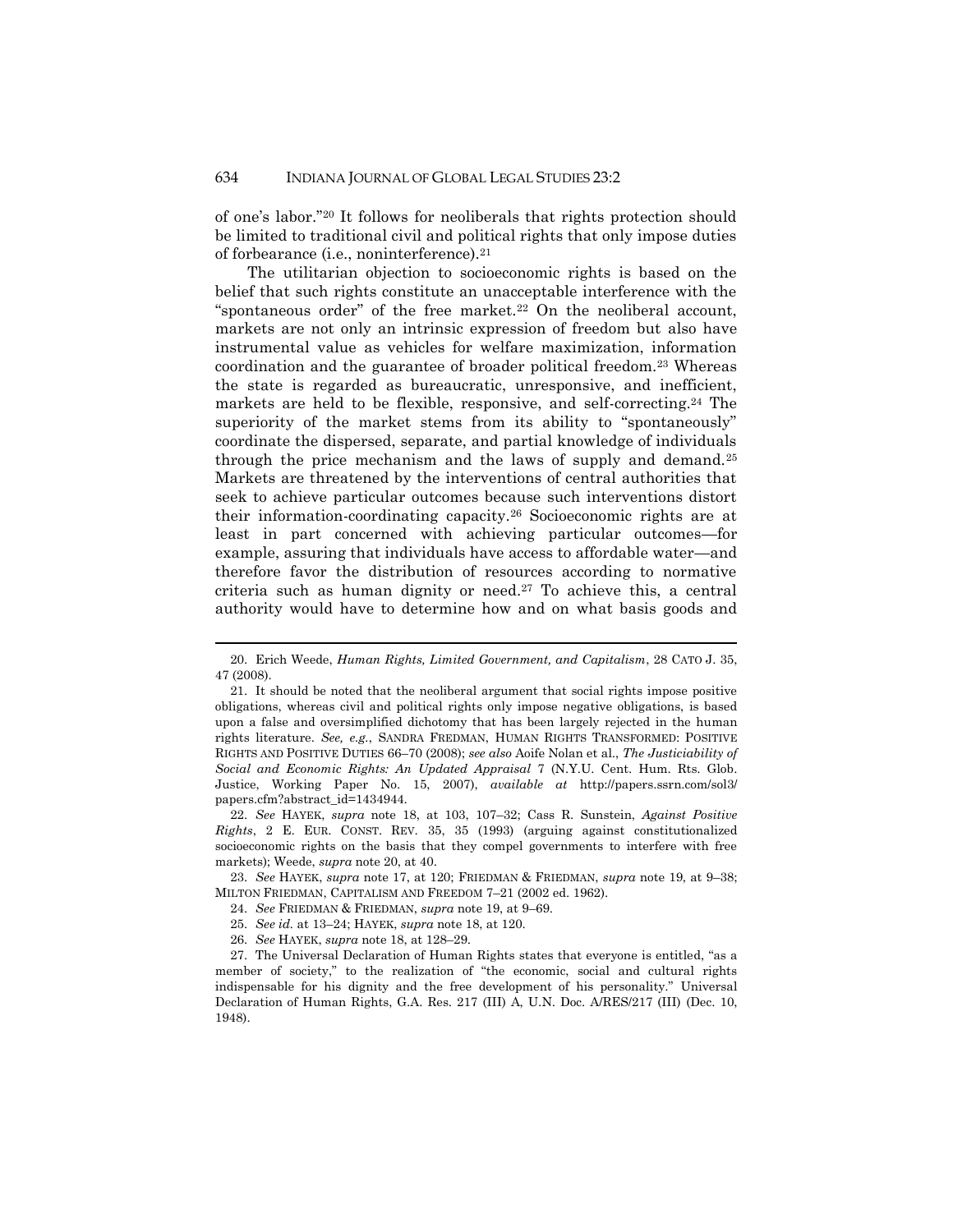of one's labor."[20] It follows for neoliberals that rights protection should be limited to traditional civil and political rights that only impose duties of forbearance (i.e., noninterference).[21]

The utilitarian objection to socioeconomic rights is based on the belief that such rights constitute an unacceptable interference with the "spontaneous order" of the free market.[22] On the neoliberal account, markets are not only an intrinsic expression of freedom but also have instrumental value as vehicles for welfare maximization, information coordination and the guarantee of broader political freedom.[23] Whereas the state is regarded as bureaucratic, unresponsive, and inefficient, markets are held to be flexible, responsive, and self-correcting.[24] The superiority of the market stems from its ability to "spontaneously" coordinate the dispersed, separate, and partial knowledge of individuals through the price mechanism and the laws of supply and demand.[25] Markets are threatened by the interventions of central authorities that seek to achieve particular outcomes because such interventions distort their information-coordinating capacity.[26] Socioeconomic rights are at least in part concerned with achieving particular outcomes—for example, assuring that individuals have access to affordable water—and therefore favor the distribution of resources according to normative criteria such as human dignity or need.[27] To achieve this, a central authority would have to determine how and on what basis goods and

---

20. Erich Weede, *Human Rights, Limited Government, and Capitalism*, 28 CATO J. 35, 47 (2008).

21. It should be noted that the neoliberal argument that social rights impose positive obligations, whereas civil and political rights only impose negative obligations, is based upon a false and oversimplified dichotomy that has been largely rejected in the human rights literature. *See, e.g.*, SANDRA FREDMAN, HUMAN RIGHTS TRANSFORMED: POSITIVE RIGHTS AND POSITIVE DUTIES 66–70 (2008); *see also* Aoife Nolan et al., *The Justiciability of Social and Economic Rights: An Updated Appraisal* 7 (N.Y.U. Cent. Hum. Rts. Glob. Justice, Working Paper No. 15, 2007), *available at* http://papers.ssrn.com/sol3/papers.cfm?abstract_id=1434944.

22. *See* HAYEK, *supra* note 18, at 103, 107–32; Cass R. Sunstein, *Against Positive Rights*, 2 E. EUR. CONST. REV. 35, 35 (1993) (arguing against constitutionalized socioeconomic rights on the basis that they compel governments to interfere with free markets); Weede, *supra* note 20, at 40.

23. *See* HAYEK, *supra* note 17, at 120; FRIEDMAN & FRIEDMAN, *supra* note 19, at 9–38; MILTON FRIEDMAN, CAPITALISM AND FREEDOM 7–21 (2002 ed. 1962).

24. *See* FRIEDMAN & FRIEDMAN, *supra* note 19, at 9–69.

25. *See id.* at 13–24; HAYEK, *supra* note 18, at 120.

26. *See* HAYEK, *supra* note 18, at 128–29.

27. The Universal Declaration of Human Rights states that everyone is entitled, "as a member of society," to the realization of "the economic, social and cultural rights indispensable for his dignity and the free development of his personality." Universal Declaration of Human Rights, G.A. Res. 217 (III) A, U.N. Doc. A/RES/217 (III) (Dec. 10, 1948).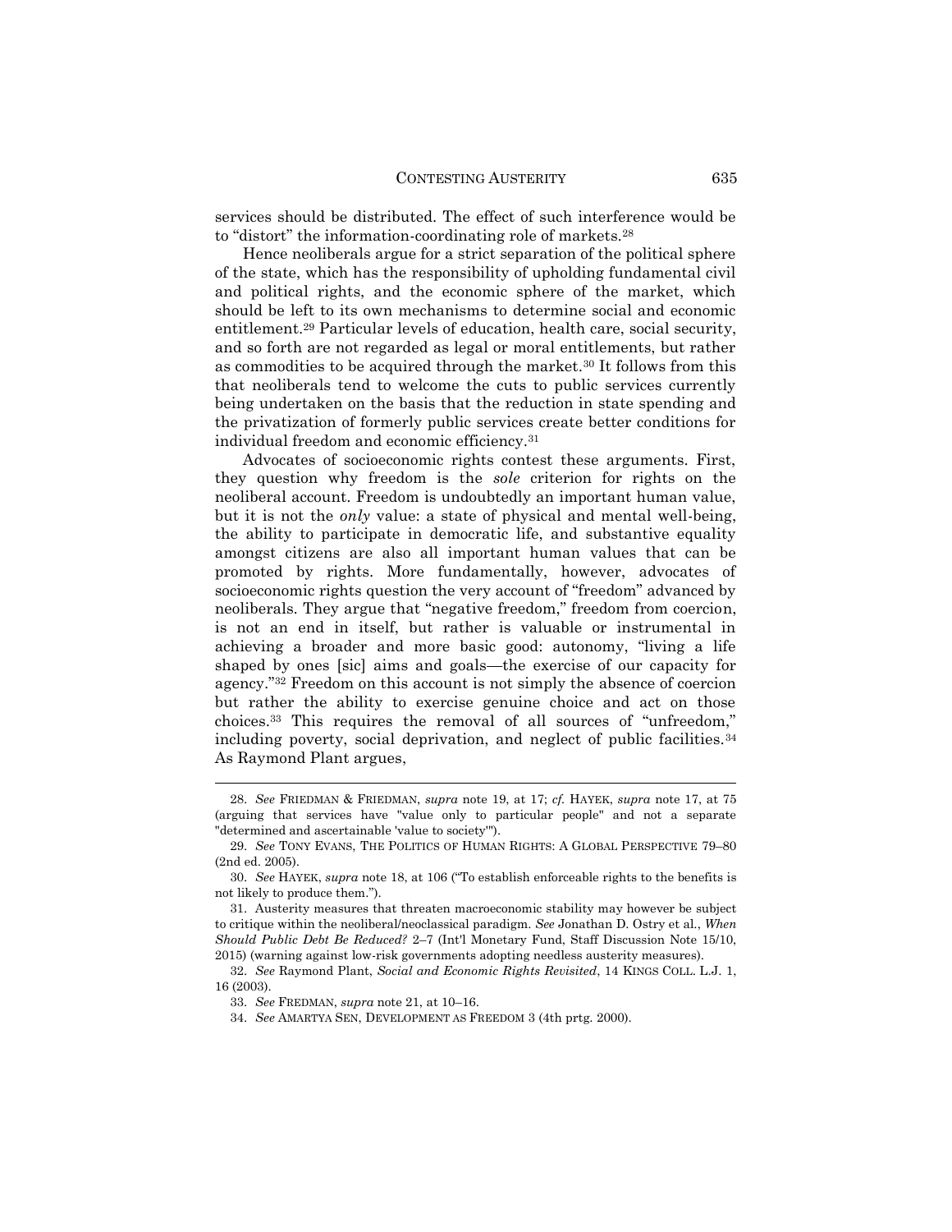services should be distributed. The effect of such interference would be to "distort" the information-coordinating role of markets.[28]

Hence neoliberals argue for a strict separation of the political sphere of the state, which has the responsibility of upholding fundamental civil and political rights, and the economic sphere of the market, which should be left to its own mechanisms to determine social and economic entitlement.[29] Particular levels of education, health care, social security, and so forth are not regarded as legal or moral entitlements, but rather as commodities to be acquired through the market.[30] It follows from this that neoliberals tend to welcome the cuts to public services currently being undertaken on the basis that the reduction in state spending and the privatization of formerly public services create better conditions for individual freedom and economic efficiency.[31]

Advocates of socioeconomic rights contest these arguments. First, they question why freedom is the *sole* criterion for rights on the neoliberal account. Freedom is undoubtedly an important human value, but it is not the *only* value: a state of physical and mental well-being, the ability to participate in democratic life, and substantive equality amongst citizens are also all important human values that can be promoted by rights. More fundamentally, however, advocates of socioeconomic rights question the very account of "freedom" advanced by neoliberals. They argue that "negative freedom," freedom from coercion, is not an end in itself, but rather is valuable or instrumental in achieving a broader and more basic good: autonomy, "living a life shaped by ones [sic] aims and goals—the exercise of our capacity for agency."[32] Freedom on this account is not simply the absence of coercion but rather the ability to exercise genuine choice and act on those choices.[33] This requires the removal of all sources of "unfreedom," including poverty, social deprivation, and neglect of public facilities.[34] As Raymond Plant argues,

---

28. *See* FRIEDMAN & FRIEDMAN, *supra* note 19, at 17; *cf.* HAYEK, *supra* note 17, at 75 (arguing that services have "value only to particular people" and not a separate "determined and ascertainable 'value to society'").

29. *See* TONY EVANS, THE POLITICS OF HUMAN RIGHTS: A GLOBAL PERSPECTIVE 79–80 (2nd ed. 2005).

30. *See* HAYEK, *supra* note 18, at 106 ("To establish enforceable rights to the benefits is not likely to produce them.").

31. Austerity measures that threaten macroeconomic stability may however be subject to critique within the neoliberal/neoclassical paradigm. *See* Jonathan D. Ostry et al., *When Should Public Debt Be Reduced?* 2–7 (Int'l Monetary Fund, Staff Discussion Note 15/10, 2015) (warning against low-risk governments adopting needless austerity measures).

32. *See* Raymond Plant, *Social and Economic Rights Revisited*, 14 KINGS COLL. L.J. 1, 16 (2003).

33. *See* FREDMAN, *supra* note 21, at 10–16.

34. *See* AMARTYA SEN, DEVELOPMENT AS FREEDOM 3 (4th prtg. 2000).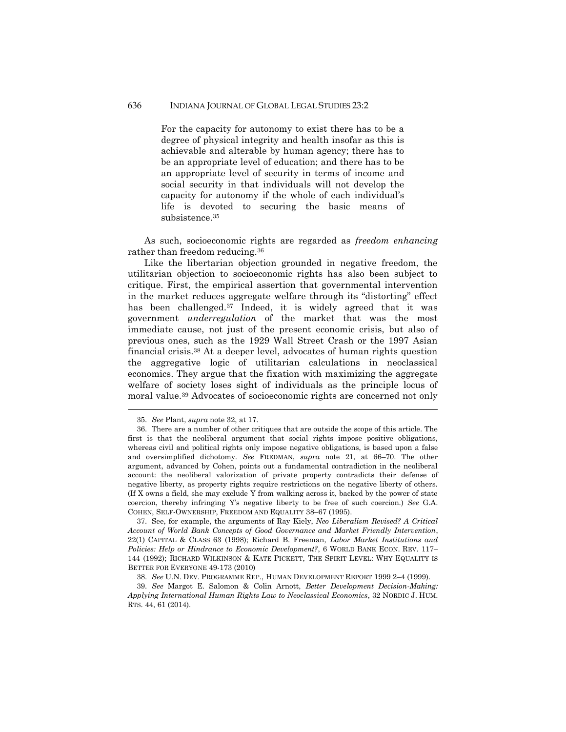> For the capacity for autonomy to exist there has to be a degree of physical integrity and health insofar as this is achievable and alterable by human agency; there has to be an appropriate level of education; and there has to be an appropriate level of security in terms of income and social security in that individuals will not develop the capacity for autonomy if the whole of each individual's life is devoted to securing the basic means of subsistence.[35]

As such, socioeconomic rights are regarded as *freedom enhancing* rather than freedom reducing.[36]

Like the libertarian objection grounded in negative freedom, the utilitarian objection to socioeconomic rights has also been subject to critique. First, the empirical assertion that governmental intervention in the market reduces aggregate welfare through its "distorting" effect has been challenged.[37] Indeed, it is widely agreed that it was government *underregulation* of the market that was the most immediate cause, not just of the present economic crisis, but also of previous ones, such as the 1929 Wall Street Crash or the 1997 Asian financial crisis.[38] At a deeper level, advocates of human rights question the aggregative logic of utilitarian calculations in neoclassical economics. They argue that the fixation with maximizing the aggregate welfare of society loses sight of individuals as the principle locus of moral value.[39] Advocates of socioeconomic rights are concerned not only

---

35. *See* Plant, *supra* note 32, at 17.

36. There are a number of other critiques that are outside the scope of this article. The first is that the neoliberal argument that social rights impose positive obligations, whereas civil and political rights only impose negative obligations, is based upon a false and oversimplified dichotomy. *See* FREDMAN, *supra* note 21, at 66–70. The other argument, advanced by Cohen, points out a fundamental contradiction in the neoliberal account: the neoliberal valorization of private property contradicts their defense of negative liberty, as property rights require restrictions on the negative liberty of others. (If X owns a field, she may exclude Y from walking across it, backed by the power of state coercion, thereby infringing Y's negative liberty to be free of such coercion.) *See* G.A. COHEN, SELF-OWNERSHIP, FREEDOM AND EQUALITY 38–67 (1995).

37. See, for example, the arguments of Ray Kiely, *Neo Liberalism Revised? A Critical Account of World Bank Concepts of Good Governance and Market Friendly Intervention*, 22(1) CAPITAL & CLASS 63 (1998); Richard B. Freeman, *Labor Market Institutions and Policies: Help or Hindrance to Economic Development?*, 6 WORLD BANK ECON. REV. 117–144 (1992); RICHARD WILKINSON & KATE PICKETT, THE SPIRIT LEVEL: WHY EQUALITY IS BETTER FOR EVERYONE 49-173 (2010)

38. *See* U.N. DEV. PROGRAMME REP., HUMAN DEVELOPMENT REPORT 1999 2–4 (1999).

39. *See* Margot E. Salomon & Colin Arnott, *Better Development Decision-Making: Applying International Human Rights Law to Neoclassical Economics*, 32 NORDIC J. HUM. RTS. 44, 61 (2014).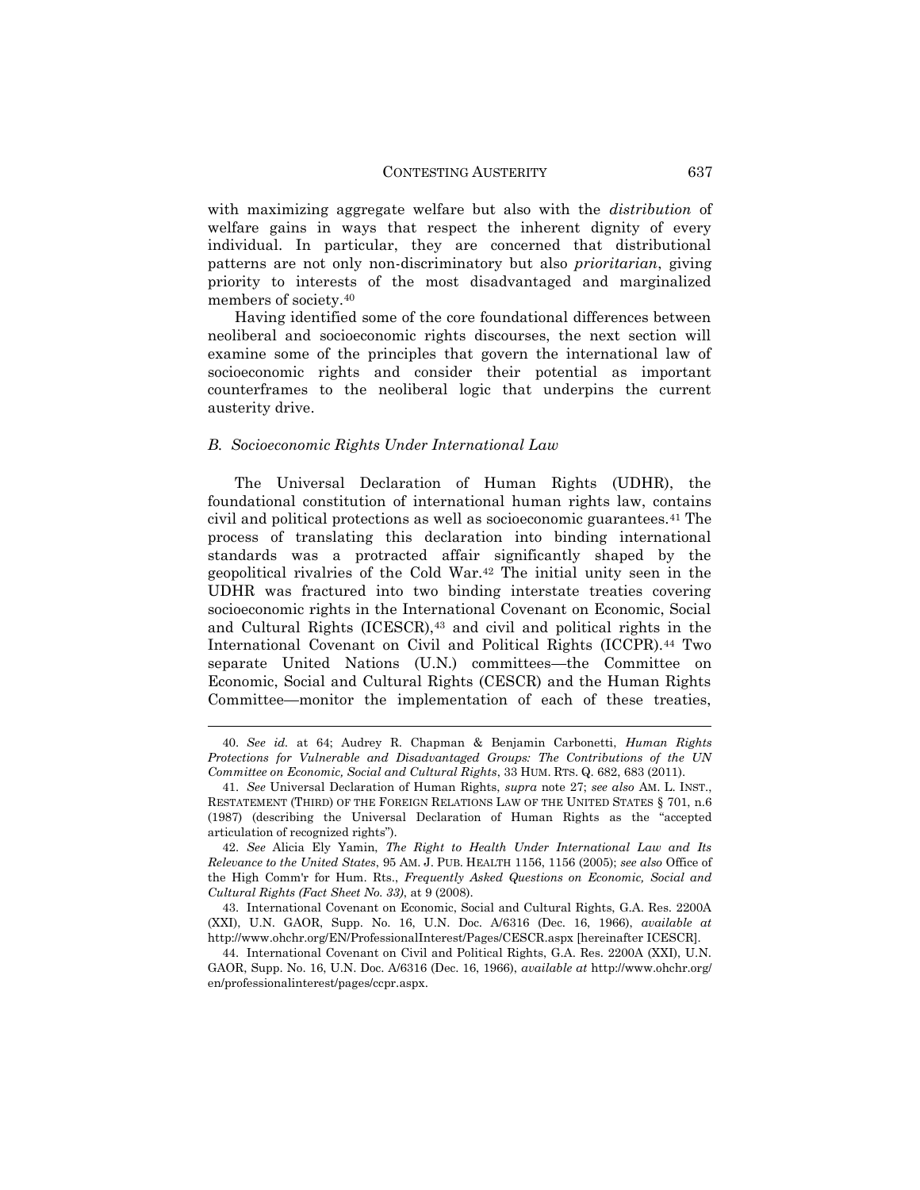with maximizing aggregate welfare but also with the *distribution* of welfare gains in ways that respect the inherent dignity of every individual. In particular, they are concerned that distributional patterns are not only non-discriminatory but also *prioritarian*, giving priority to interests of the most disadvantaged and marginalized members of society.[40]

Having identified some of the core foundational differences between neoliberal and socioeconomic rights discourses, the next section will examine some of the principles that govern the international law of socioeconomic rights and consider their potential as important counterframes to the neoliberal logic that underpins the current austerity drive.

### *B. Socioeconomic Rights Under International Law*

The Universal Declaration of Human Rights (UDHR), the foundational constitution of international human rights law, contains civil and political protections as well as socioeconomic guarantees.[41] The process of translating this declaration into binding international standards was a protracted affair significantly shaped by the geopolitical rivalries of the Cold War.[42] The initial unity seen in the UDHR was fractured into two binding interstate treaties covering socioeconomic rights in the International Covenant on Economic, Social and Cultural Rights (ICESCR),[43] and civil and political rights in the International Covenant on Civil and Political Rights (ICCPR).[44] Two separate United Nations (U.N.) committees—the Committee on Economic, Social and Cultural Rights (CESCR) and the Human Rights Committee—monitor the implementation of each of these treaties,

---

40. *See id.* at 64; Audrey R. Chapman & Benjamin Carbonetti, *Human Rights Protections for Vulnerable and Disadvantaged Groups: The Contributions of the UN Committee on Economic, Social and Cultural Rights*, 33 HUM. RTS. Q. 682, 683 (2011).

41. *See* Universal Declaration of Human Rights, *supra* note 27; *see also* AM. L. INST., RESTATEMENT (THIRD) OF THE FOREIGN RELATIONS LAW OF THE UNITED STATES § 701, n.6 (1987) (describing the Universal Declaration of Human Rights as the "accepted articulation of recognized rights").

42. *See* Alicia Ely Yamin, *The Right to Health Under International Law and Its Relevance to the United States*, 95 AM. J. PUB. HEALTH 1156, 1156 (2005); *see also* Office of the High Comm'r for Hum. Rts., *Frequently Asked Questions on Economic, Social and Cultural Rights (Fact Sheet No. 33)*, at 9 (2008).

43. International Covenant on Economic, Social and Cultural Rights, G.A. Res. 2200A (XXI), U.N. GAOR, Supp. No. 16, U.N. Doc. A/6316 (Dec. 16, 1966), *available at* http://www.ohchr.org/EN/ProfessionalInterest/Pages/CESCR.aspx [hereinafter ICESCR].

44. International Covenant on Civil and Political Rights, G.A. Res. 2200A (XXI), U.N. GAOR, Supp. No. 16, U.N. Doc. A/6316 (Dec. 16, 1966), *available at* http://www.ohchr.org/en/professionalinterest/pages/ccpr.aspx.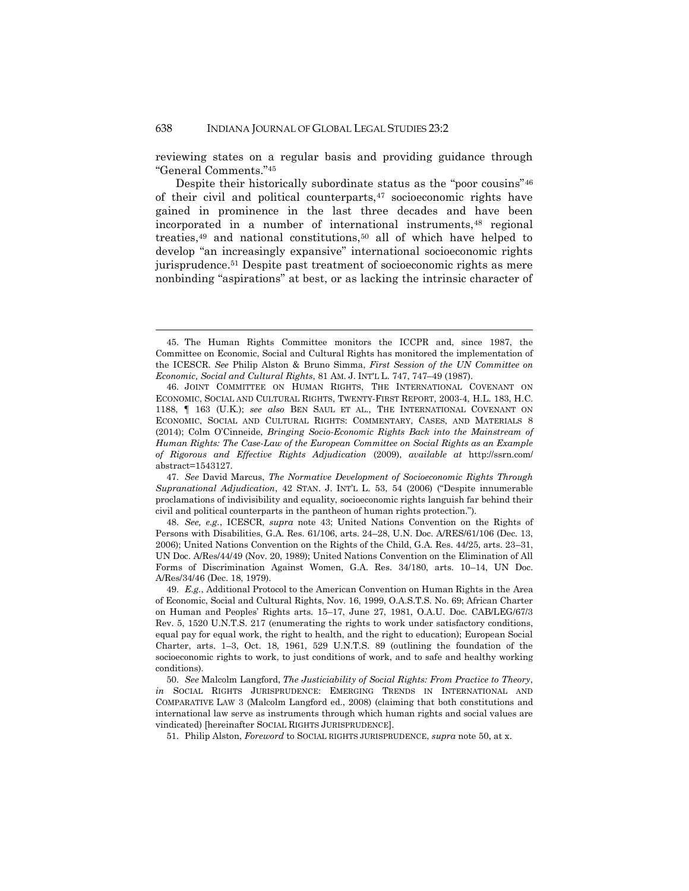reviewing states on a regular basis and providing guidance through "General Comments."[45]

Despite their historically subordinate status as the "poor cousins"[46] of their civil and political counterparts,[47] socioeconomic rights have gained in prominence in the last three decades and have been incorporated in a number of international instruments,[48] regional treaties,[49] and national constitutions,[50] all of which have helped to develop "an increasingly expansive" international socioeconomic rights jurisprudence.[51] Despite past treatment of socioeconomic rights as mere nonbinding "aspirations" at best, or as lacking the intrinsic character of

---

45. The Human Rights Committee monitors the ICCPR and, since 1987, the Committee on Economic, Social and Cultural Rights has monitored the implementation of the ICESCR. *See* Philip Alston & Bruno Simma, *First Session of the UN Committee on Economic, Social and Cultural Rights*, 81 AM. J. INT'L L. 747, 747–49 (1987).

46. JOINT COMMITTEE ON HUMAN RIGHTS, THE INTERNATIONAL COVENANT ON ECONOMIC, SOCIAL AND CULTURAL RIGHTS, TWENTY-FIRST REPORT, 2003-4, H.L. 183, H.C. 1188, ¶ 163 (U.K.); *see also* BEN SAUL ET AL., THE INTERNATIONAL COVENANT ON ECONOMIC, SOCIAL AND CULTURAL RIGHTS: COMMENTARY, CASES, AND MATERIALS 8 (2014); Colm O'Cinneide, *Bringing Socio-Economic Rights Back into the Mainstream of Human Rights: The Case-Law of the European Committee on Social Rights as an Example of Rigorous and Effective Rights Adjudication* (2009), *available at* http://ssrn.com/abstract=1543127.

47. *See* David Marcus, *The Normative Development of Socioeconomic Rights Through Supranational Adjudication*, 42 STAN. J. INT'L L. 53, 54 (2006) ("Despite innumerable proclamations of indivisibility and equality, socioeconomic rights languish far behind their civil and political counterparts in the pantheon of human rights protection.").

48. *See, e.g.*, ICESCR, *supra* note 43; United Nations Convention on the Rights of Persons with Disabilities, G.A. Res. 61/106, arts. 24–28, U.N. Doc. A/RES/61/106 (Dec. 13, 2006); United Nations Convention on the Rights of the Child, G.A. Res. 44/25, arts. 23–31, UN Doc. A/Res/44/49 (Nov. 20, 1989); United Nations Convention on the Elimination of All Forms of Discrimination Against Women, G.A. Res. 34/180, arts. 10–14, UN Doc. A/Res/34/46 (Dec. 18, 1979).

49. *E.g.*, Additional Protocol to the American Convention on Human Rights in the Area of Economic, Social and Cultural Rights, Nov. 16, 1999, O.A.S.T.S. No. 69; African Charter on Human and Peoples' Rights arts. 15–17, June 27, 1981, O.A.U. Doc. CAB/LEG/67/3 Rev. 5, 1520 U.N.T.S. 217 (enumerating the rights to work under satisfactory conditions, equal pay for equal work, the right to health, and the right to education); European Social Charter, arts. 1–3, Oct. 18, 1961, 529 U.N.T.S. 89 (outlining the foundation of the socioeconomic rights to work, to just conditions of work, and to safe and healthy working conditions).

50. *See* Malcolm Langford, *The Justiciability of Social Rights: From Practice to Theory*, *in* SOCIAL RIGHTS JURISPRUDENCE: EMERGING TRENDS IN INTERNATIONAL AND COMPARATIVE LAW 3 (Malcolm Langford ed., 2008) (claiming that both constitutions and international law serve as instruments through which human rights and social values are vindicated) [hereinafter SOCIAL RIGHTS JURISPRUDENCE].

51. Philip Alston, *Foreword* to SOCIAL RIGHTS JURISPRUDENCE, *supra* note 50, at x.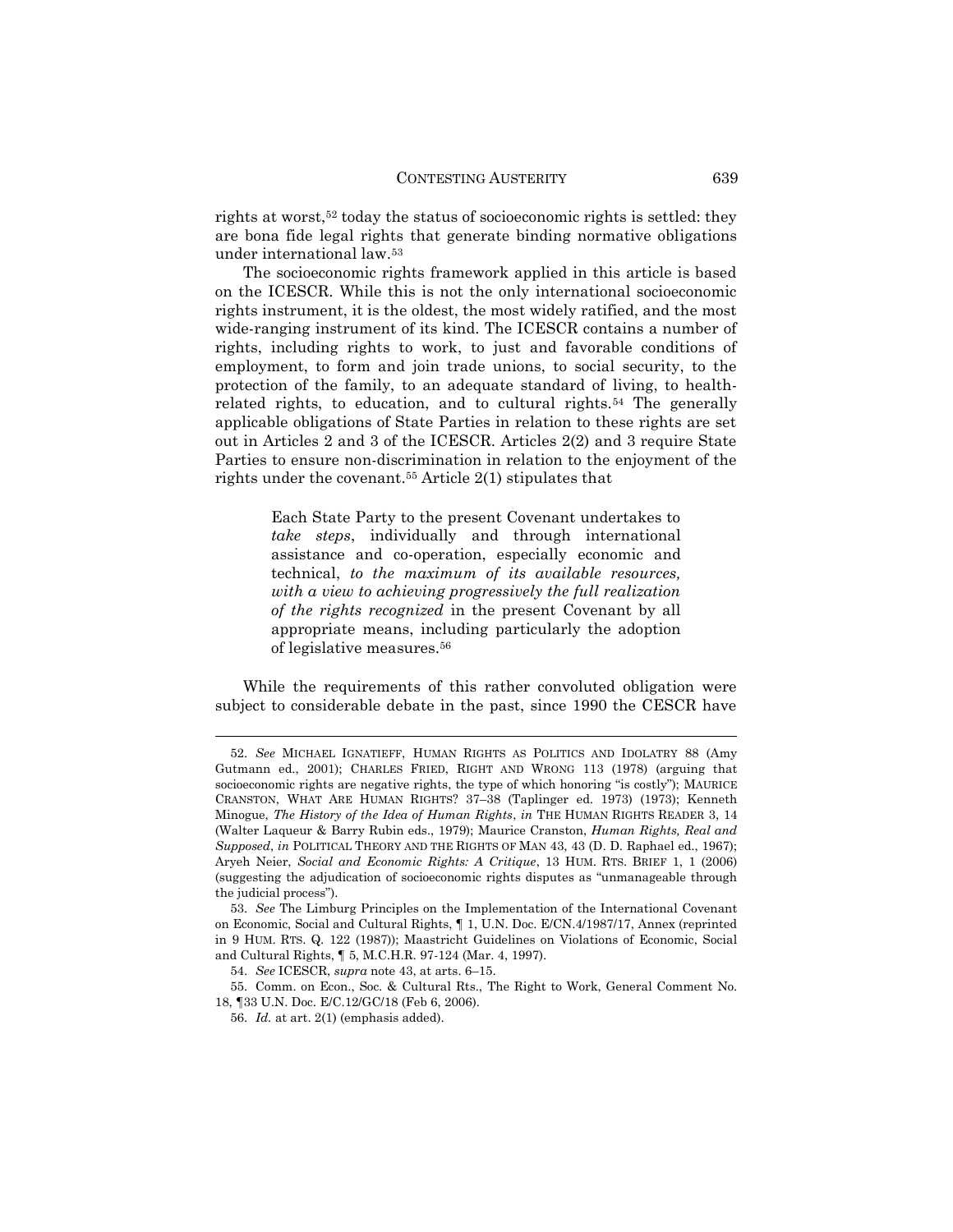rights at worst,[52] today the status of socioeconomic rights is settled: they are bona fide legal rights that generate binding normative obligations under international law.[53]

The socioeconomic rights framework applied in this article is based on the ICESCR. While this is not the only international socioeconomic rights instrument, it is the oldest, the most widely ratified, and the most wide-ranging instrument of its kind. The ICESCR contains a number of rights, including rights to work, to just and favorable conditions of employment, to form and join trade unions, to social security, to the protection of the family, to an adequate standard of living, to health-related rights, to education, and to cultural rights.[54] The generally applicable obligations of State Parties in relation to these rights are set out in Articles 2 and 3 of the ICESCR. Articles 2(2) and 3 require State Parties to ensure non-discrimination in relation to the enjoyment of the rights under the covenant.[55] Article 2(1) stipulates that

> Each State Party to the present Covenant undertakes to *take steps*, individually and through international assistance and co-operation, especially economic and technical, *to the maximum of its available resources, with a view to achieving progressively the full realization of the rights recognized* in the present Covenant by all appropriate means, including particularly the adoption of legislative measures.[56]

While the requirements of this rather convoluted obligation were subject to considerable debate in the past, since 1990 the CESCR have

---

52. *See* MICHAEL IGNATIEFF, HUMAN RIGHTS AS POLITICS AND IDOLATRY 88 (Amy Gutmann ed., 2001); CHARLES FRIED, RIGHT AND WRONG 113 (1978) (arguing that socioeconomic rights are negative rights, the type of which honoring "is costly"); MAURICE CRANSTON, WHAT ARE HUMAN RIGHTS? 37–38 (Taplinger ed. 1973) (1973); Kenneth Minogue, *The History of the Idea of Human Rights*, *in* THE HUMAN RIGHTS READER 3, 14 (Walter Laqueur & Barry Rubin eds., 1979); Maurice Cranston, *Human Rights, Real and Supposed*, *in* POLITICAL THEORY AND THE RIGHTS OF MAN 43, 43 (D. D. Raphael ed., 1967); Aryeh Neier, *Social and Economic Rights: A Critique*, 13 HUM. RTS. BRIEF 1, 1 (2006) (suggesting the adjudication of socioeconomic rights disputes as "unmanageable through the judicial process").

53. *See* The Limburg Principles on the Implementation of the International Covenant on Economic, Social and Cultural Rights, ¶ 1, U.N. Doc. E/CN.4/1987/17, Annex (reprinted in 9 HUM. RTS. Q. 122 (1987)); Maastricht Guidelines on Violations of Economic, Social and Cultural Rights, ¶ 5, M.C.H.R. 97-124 (Mar. 4, 1997).

54. *See* ICESCR, *supra* note 43, at arts. 6–15.

55. Comm. on Econ., Soc. & Cultural Rts., The Right to Work, General Comment No. 18, ¶33 U.N. Doc. E/C.12/GC/18 (Feb 6, 2006).

56. *Id.* at art. 2(1) (emphasis added).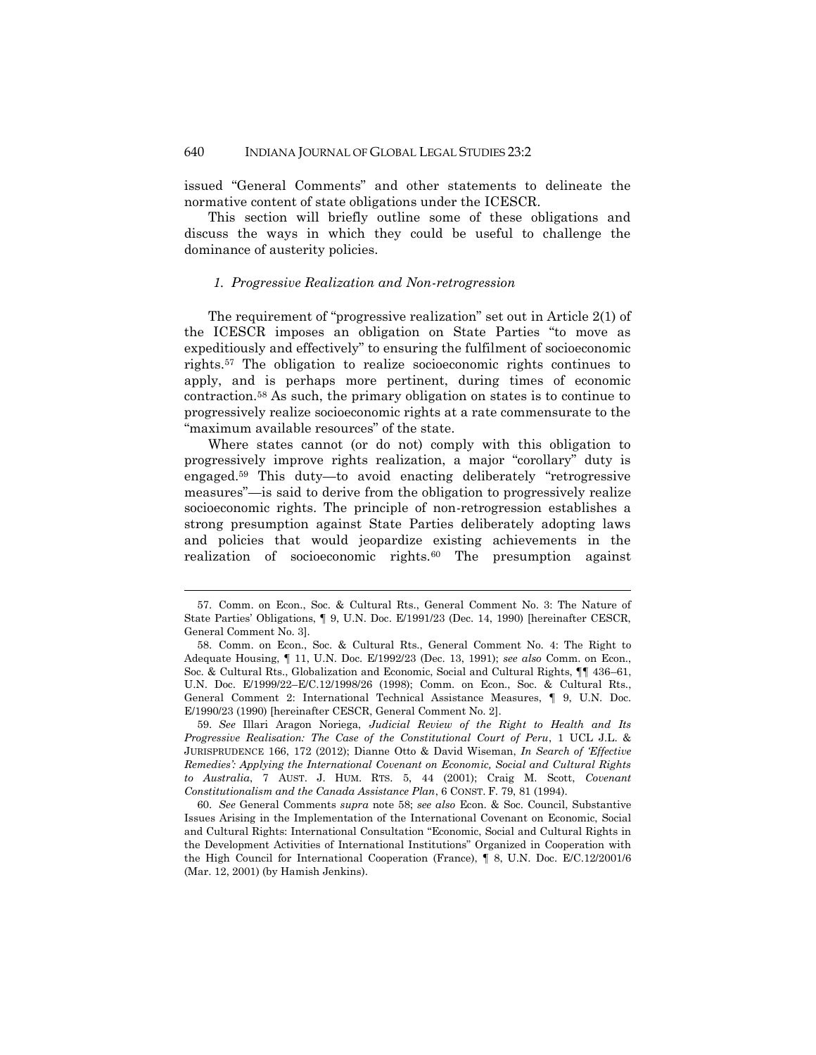issued "General Comments" and other statements to delineate the normative content of state obligations under the ICESCR.

This section will briefly outline some of these obligations and discuss the ways in which they could be useful to challenge the dominance of austerity policies.

### *1. Progressive Realization and Non-retrogression*

The requirement of "progressive realization" set out in Article 2(1) of the ICESCR imposes an obligation on State Parties "to move as expeditiously and effectively" to ensuring the fulfilment of socioeconomic rights.[57] The obligation to realize socioeconomic rights continues to apply, and is perhaps more pertinent, during times of economic contraction.[58] As such, the primary obligation on states is to continue to progressively realize socioeconomic rights at a rate commensurate to the "maximum available resources" of the state.

Where states cannot (or do not) comply with this obligation to progressively improve rights realization, a major "corollary" duty is engaged.[59] This duty—to avoid enacting deliberately "retrogressive measures"—is said to derive from the obligation to progressively realize socioeconomic rights. The principle of non-retrogression establishes a strong presumption against State Parties deliberately adopting laws and policies that would jeopardize existing achievements in the realization of socioeconomic rights.[60] The presumption against

---

57. Comm. on Econ., Soc. & Cultural Rts., General Comment No. 3: The Nature of State Parties' Obligations, ¶ 9, U.N. Doc. E/1991/23 (Dec. 14, 1990) [hereinafter CESCR, General Comment No. 3].

58. Comm. on Econ., Soc. & Cultural Rts., General Comment No. 4: The Right to Adequate Housing, ¶ 11, U.N. Doc. E/1992/23 (Dec. 13, 1991); *see also* Comm. on Econ., Soc. & Cultural Rts., Globalization and Economic, Social and Cultural Rights, ¶¶ 436–61, U.N. Doc. E/1999/22–E/C.12/1998/26 (1998); Comm. on Econ., Soc. & Cultural Rts., General Comment 2: International Technical Assistance Measures, ¶ 9, U.N. Doc. E/1990/23 (1990) [hereinafter CESCR, General Comment No. 2].

59. *See* Illari Aragon Noriega, *Judicial Review of the Right to Health and Its Progressive Realisation: The Case of the Constitutional Court of Peru*, 1 UCL J.L. & JURISPRUDENCE 166, 172 (2012); Dianne Otto & David Wiseman, *In Search of 'Effective Remedies': Applying the International Covenant on Economic, Social and Cultural Rights to Australia*, 7 AUST. J. HUM. RTS. 5, 44 (2001); Craig M. Scott, *Covenant Constitutionalism and the Canada Assistance Plan*, 6 CONST. F. 79, 81 (1994).

60. *See* General Comments *supra* note 58; *see also* Econ. & Soc. Council, Substantive Issues Arising in the Implementation of the International Covenant on Economic, Social and Cultural Rights: International Consultation "Economic, Social and Cultural Rights in the Development Activities of International Institutions" Organized in Cooperation with the High Council for International Cooperation (France), ¶ 8, U.N. Doc. E/C.12/2001/6 (Mar. 12, 2001) (by Hamish Jenkins).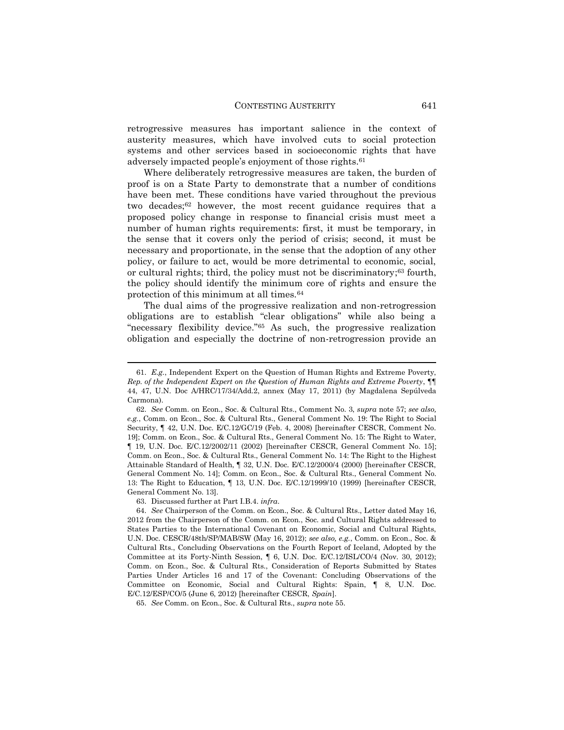retrogressive measures has important salience in the context of austerity measures, which have involved cuts to social protection systems and other services based in socioeconomic rights that have adversely impacted people's enjoyment of those rights.[61]

Where deliberately retrogressive measures are taken, the burden of proof is on a State Party to demonstrate that a number of conditions have been met. These conditions have varied throughout the previous two decades;[62] however, the most recent guidance requires that a proposed policy change in response to financial crisis must meet a number of human rights requirements: first, it must be temporary, in the sense that it covers only the period of crisis; second, it must be necessary and proportionate, in the sense that the adoption of any other policy, or failure to act, would be more detrimental to economic, social, or cultural rights; third, the policy must not be discriminatory;[63] fourth, the policy should identify the minimum core of rights and ensure the protection of this minimum at all times.[64]

The dual aims of the progressive realization and non-retrogression obligations are to establish "clear obligations" while also being a "necessary flexibility device."[65] As such, the progressive realization obligation and especially the doctrine of non-retrogression provide an

---

61. *E.g.*, Independent Expert on the Question of Human Rights and Extreme Poverty, *Rep. of the Independent Expert on the Question of Human Rights and Extreme Poverty*, ¶¶ 44, 47, U.N. Doc A/HRC/17/34/Add.2, annex (May 17, 2011) (by Magdalena Sepúlveda Carmona).

62. *See* Comm. on Econ., Soc. & Cultural Rts., Comment No. 3, *supra* note 57; *see also, e.g.*, Comm. on Econ., Soc. & Cultural Rts., General Comment No. 19: The Right to Social Security, ¶ 42, U.N. Doc. E/C.12/GC/19 (Feb. 4, 2008) [hereinafter CESCR, Comment No. 19]; Comm. on Econ., Soc. & Cultural Rts., General Comment No. 15: The Right to Water, ¶ 19, U.N. Doc. E/C.12/2002/11 (2002) [hereinafter CESCR, General Comment No. 15]; Comm. on Econ., Soc. & Cultural Rts., General Comment No. 14: The Right to the Highest Attainable Standard of Health, ¶ 32, U.N. Doc. E/C.12/2000/4 (2000) [hereinafter CESCR, General Comment No. 14]; Comm. on Econ., Soc. & Cultural Rts., General Comment No. 13: The Right to Education, ¶ 13, U.N. Doc. E/C.12/1999/10 (1999) [hereinafter CESCR, General Comment No. 13].

63. Discussed further at Part I.B.4. *infra*.

64. *See* Chairperson of the Comm. on Econ., Soc. & Cultural Rts., Letter dated May 16, 2012 from the Chairperson of the Comm. on Econ., Soc. and Cultural Rights addressed to States Parties to the International Covenant on Economic, Social and Cultural Rights, U.N. Doc. CESCR/48th/SP/MAB/SW (May 16, 2012); *see also, e.g.*, Comm. on Econ., Soc. & Cultural Rts., Concluding Observations on the Fourth Report of Iceland, Adopted by the Committee at its Forty-Ninth Session, ¶ 6, U.N. Doc. E/C.12/ISL/CO/4 (Nov. 30, 2012); Comm. on Econ., Soc. & Cultural Rts., Consideration of Reports Submitted by States Parties Under Articles 16 and 17 of the Covenant: Concluding Observations of the Committee on Economic, Social and Cultural Rights: Spain, ¶ 8, U.N. Doc. E/C.12/ESP/CO/5 (June 6, 2012) [hereinafter CESCR, *Spain*].

65. *See* Comm. on Econ., Soc. & Cultural Rts., *supra* note 55.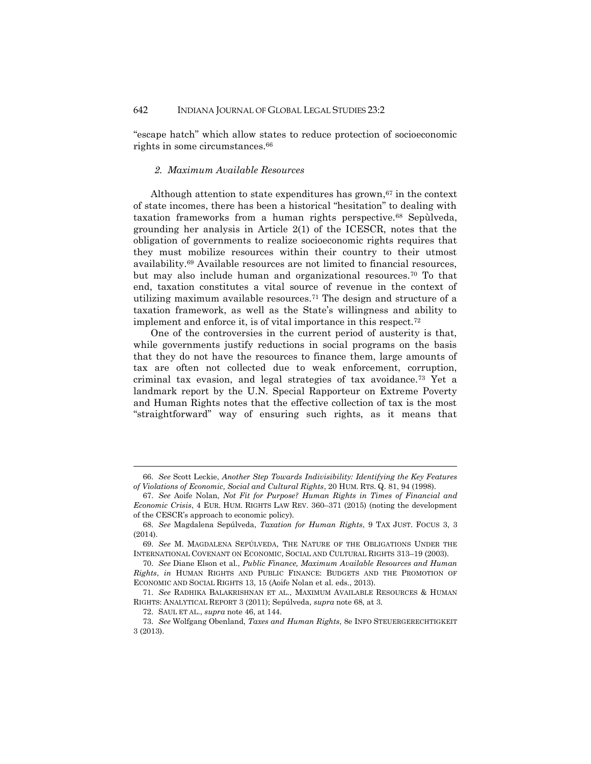"escape hatch" which allow states to reduce protection of socioeconomic rights in some circumstances.[66]

### *2. Maximum Available Resources*

Although attention to state expenditures has grown,[67] in the context of state incomes, there has been a historical "hesitation" to dealing with taxation frameworks from a human rights perspective.[68] Sepùlveda, grounding her analysis in Article 2(1) of the ICESCR, notes that the obligation of governments to realize socioeconomic rights requires that they must mobilize resources within their country to their utmost availability.[69] Available resources are not limited to financial resources, but may also include human and organizational resources.[70] To that end, taxation constitutes a vital source of revenue in the context of utilizing maximum available resources.[71] The design and structure of a taxation framework, as well as the State's willingness and ability to implement and enforce it, is of vital importance in this respect.[72]

One of the controversies in the current period of austerity is that, while governments justify reductions in social programs on the basis that they do not have the resources to finance them, large amounts of tax are often not collected due to weak enforcement, corruption, criminal tax evasion, and legal strategies of tax avoidance.[73] Yet a landmark report by the U.N. Special Rapporteur on Extreme Poverty and Human Rights notes that the effective collection of tax is the most "straightforward" way of ensuring such rights, as it means that

---

66. *See* Scott Leckie, *Another Step Towards Indivisibility: Identifying the Key Features of Violations of Economic, Social and Cultural Rights*, 20 HUM. RTS. Q. 81, 94 (1998).

67. *See* Aoife Nolan, *Not Fit for Purpose? Human Rights in Times of Financial and Economic Crisis*, 4 EUR. HUM. RIGHTS LAW REV. 360–371 (2015) (noting the development of the CESCR's approach to economic policy).

68. *See* Magdalena Sepúlveda, *Taxation for Human Rights*, 9 TAX JUST. FOCUS 3, 3 (2014).

69. *See* M. MAGDALENA SEPÚLVEDA, THE NATURE OF THE OBLIGATIONS UNDER THE INTERNATIONAL COVENANT ON ECONOMIC, SOCIAL AND CULTURAL RIGHTS 313–19 (2003).

70. *See* Diane Elson et al., *Public Finance, Maximum Available Resources and Human Rights*, *in* HUMAN RIGHTS AND PUBLIC FINANCE: BUDGETS AND THE PROMOTION OF ECONOMIC AND SOCIAL RIGHTS 13, 15 (Aoife Nolan et al. eds., 2013).

71. *See* RADHIKA BALAKRISHNAN ET AL., MAXIMUM AVAILABLE RESOURCES & HUMAN RIGHTS: ANALYTICAL REPORT 3 (2011); Sepúlveda, *supra* note 68, at 3.

72. SAUL ET AL., *supra* note 46, at 144.

73. *See* Wolfgang Obenland, *Taxes and Human Rights*, 8e INFO STEUERGERECHTIGKEIT 3 (2013).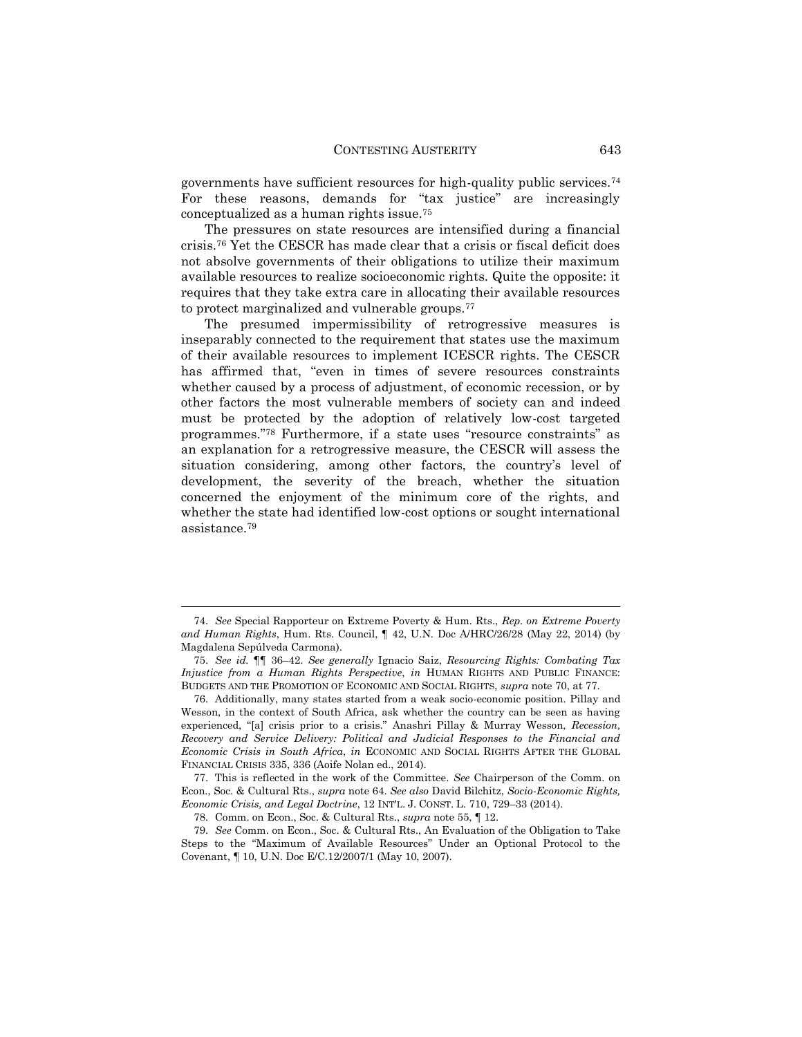governments have sufficient resources for high-quality public services.[74] For these reasons, demands for "tax justice" are increasingly conceptualized as a human rights issue.[75]

The pressures on state resources are intensified during a financial crisis.[76] Yet the CESCR has made clear that a crisis or fiscal deficit does not absolve governments of their obligations to utilize their maximum available resources to realize socioeconomic rights. Quite the opposite: it requires that they take extra care in allocating their available resources to protect marginalized and vulnerable groups.[77]

The presumed impermissibility of retrogressive measures is inseparably connected to the requirement that states use the maximum of their available resources to implement ICESCR rights. The CESCR has affirmed that, "even in times of severe resources constraints whether caused by a process of adjustment, of economic recession, or by other factors the most vulnerable members of society can and indeed must be protected by the adoption of relatively low-cost targeted programmes."[78] Furthermore, if a state uses "resource constraints" as an explanation for a retrogressive measure, the CESCR will assess the situation considering, among other factors, the country's level of development, the severity of the breach, whether the situation concerned the enjoyment of the minimum core of the rights, and whether the state had identified low-cost options or sought international assistance.[79]

---

74. *See* Special Rapporteur on Extreme Poverty & Hum. Rts., *Rep. on Extreme Poverty and Human Rights*, Hum. Rts. Council, ¶ 42, U.N. Doc A/HRC/26/28 (May 22, 2014) (by Magdalena Sepúlveda Carmona).

75. *See id.* ¶¶ 36–42. *See generally* Ignacio Saiz, *Resourcing Rights: Combating Tax Injustice from a Human Rights Perspective*, *in* HUMAN RIGHTS AND PUBLIC FINANCE: BUDGETS AND THE PROMOTION OF ECONOMIC AND SOCIAL RIGHTS, *supra* note 70, at 77.

76. Additionally, many states started from a weak socio-economic position. Pillay and Wesson, in the context of South Africa, ask whether the country can be seen as having experienced, "[a] crisis prior to a crisis." Anashri Pillay & Murray Wesson, *Recession, Recovery and Service Delivery: Political and Judicial Responses to the Financial and Economic Crisis in South Africa*, *in* ECONOMIC AND SOCIAL RIGHTS AFTER THE GLOBAL FINANCIAL CRISIS 335, 336 (Aoife Nolan ed., 2014).

77. This is reflected in the work of the Committee. *See* Chairperson of the Comm. on Econ., Soc. & Cultural Rts., *supra* note 64. *See also* David Bilchitz, *Socio-Economic Rights, Economic Crisis, and Legal Doctrine*, 12 INT'L. J. CONST. L. 710, 729–33 (2014).

78. Comm. on Econ., Soc. & Cultural Rts., *supra* note 55, ¶ 12.

79. *See* Comm. on Econ., Soc. & Cultural Rts., An Evaluation of the Obligation to Take Steps to the "Maximum of Available Resources" Under an Optional Protocol to the Covenant, ¶ 10, U.N. Doc E/C.12/2007/1 (May 10, 2007).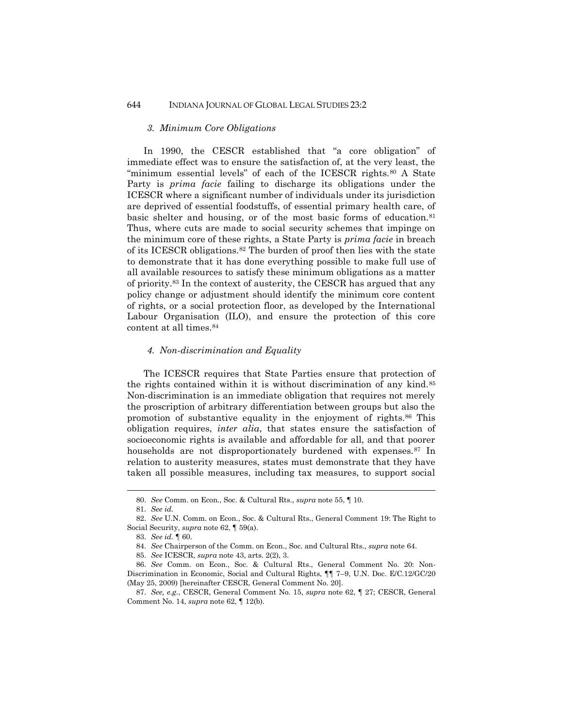### *3. Minimum Core Obligations*

In 1990, the CESCR established that "a core obligation" of immediate effect was to ensure the satisfaction of, at the very least, the "minimum essential levels" of each of the ICESCR rights.[80] A State Party is *prima facie* failing to discharge its obligations under the ICESCR where a significant number of individuals under its jurisdiction are deprived of essential foodstuffs, of essential primary health care, of basic shelter and housing, or of the most basic forms of education.[81] Thus, where cuts are made to social security schemes that impinge on the minimum core of these rights, a State Party is *prima facie* in breach of its ICESCR obligations.[82] The burden of proof then lies with the state to demonstrate that it has done everything possible to make full use of all available resources to satisfy these minimum obligations as a matter of priority.[83] In the context of austerity, the CESCR has argued that any policy change or adjustment should identify the minimum core content of rights, or a social protection floor, as developed by the International Labour Organisation (ILO), and ensure the protection of this core content at all times.[84]

### *4. Non-discrimination and Equality*

The ICESCR requires that State Parties ensure that protection of the rights contained within it is without discrimination of any kind.[85] Non-discrimination is an immediate obligation that requires not merely the proscription of arbitrary differentiation between groups but also the promotion of substantive equality in the enjoyment of rights.[86] This obligation requires, *inter alia*, that states ensure the satisfaction of socioeconomic rights is available and affordable for all, and that poorer households are not disproportionately burdened with expenses.[87] In relation to austerity measures, states must demonstrate that they have taken all possible measures, including tax measures, to support social

---

80. *See* Comm. on Econ., Soc. & Cultural Rts., *supra* note 55, ¶ 10.

81. *See id.*

82. *See* U.N. Comm. on Econ., Soc. & Cultural Rts., General Comment 19: The Right to Social Security, *supra* note 62, ¶ 59(a).

83. *See id.* ¶ 60.

84. *See* Chairperson of the Comm. on Econ., Soc. and Cultural Rts., *supra* note 64.

85. *See* ICESCR, *supra* note 43, arts. 2(2), 3.

86. *See* Comm. on Econ., Soc. & Cultural Rts., General Comment No. 20: Non-Discrimination in Economic, Social and Cultural Rights, ¶¶ 7–9, U.N. Doc. E/C.12/GC/20 (May 25, 2009) [hereinafter CESCR, General Comment No. 20].

87. *See, e.g.*, CESCR, General Comment No. 15, *supra* note 62, ¶ 27; CESCR, General Comment No. 14, *supra* note 62, ¶ 12(b).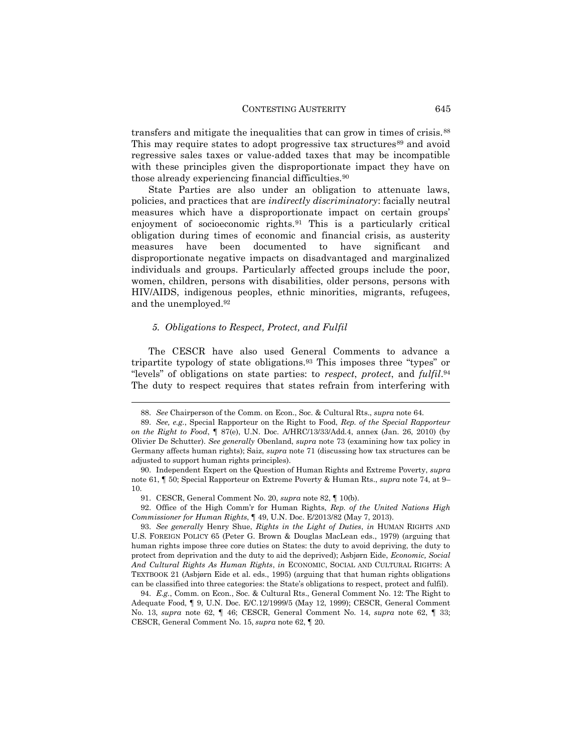transfers and mitigate the inequalities that can grow in times of crisis.[88] This may require states to adopt progressive tax structures[89] and avoid regressive sales taxes or value-added taxes that may be incompatible with these principles given the disproportionate impact they have on those already experiencing financial difficulties.[90]

State Parties are also under an obligation to attenuate laws, policies, and practices that are *indirectly discriminatory*: facially neutral measures which have a disproportionate impact on certain groups' enjoyment of socioeconomic rights.[91] This is a particularly critical obligation during times of economic and financial crisis, as austerity measures have been documented to have significant and disproportionate negative impacts on disadvantaged and marginalized individuals and groups. Particularly affected groups include the poor, women, children, persons with disabilities, older persons, persons with HIV/AIDS, indigenous peoples, ethnic minorities, migrants, refugees, and the unemployed.[92]

### *5. Obligations to Respect, Protect, and Fulfil*

The CESCR have also used General Comments to advance a tripartite typology of state obligations.[93] This imposes three "types" or "levels" of obligations on state parties: to *respect*, *protect*, and *fulfil*.[94] The duty to respect requires that states refrain from interfering with

---

88. *See* Chairperson of the Comm. on Econ., Soc. & Cultural Rts., *supra* note 64.

89. *See, e.g.*, Special Rapporteur on the Right to Food, *Rep. of the Special Rapporteur on the Right to Food*, ¶ 87(e), U.N. Doc. A/HRC/13/33/Add.4, annex (Jan. 26, 2010) (by Olivier De Schutter). *See generally* Obenland, *supra* note 73 (examining how tax policy in Germany affects human rights); Saiz, *supra* note 71 (discussing how tax structures can be adjusted to support human rights principles).

90. Independent Expert on the Question of Human Rights and Extreme Poverty, *supra* note 61, ¶ 50; Special Rapporteur on Extreme Poverty & Human Rts., *supra* note 74, at 9–10.

91. CESCR, General Comment No. 20, *supra* note 82, ¶ 10(b).

92. Office of the High Comm'r for Human Rights, *Rep. of the United Nations High Commissioner for Human Rights*, ¶ 49, U.N. Doc. E/2013/82 (May 7, 2013).

93. *See generally* Henry Shue, *Rights in the Light of Duties*, *in* HUMAN RIGHTS AND U.S. FOREIGN POLICY 65 (Peter G. Brown & Douglas MacLean eds., 1979) (arguing that human rights impose three core duties on States: the duty to avoid depriving, the duty to protect from deprivation and the duty to aid the deprived); Asbjørn Eide, *Economic, Social And Cultural Rights As Human Rights*, *in* ECONOMIC, SOCIAL AND CULTURAL RIGHTS: A TEXTBOOK 21 (Asbjørn Eide et al. eds., 1995) (arguing that that human rights obligations can be classified into three categories: the State's obligations to respect, protect and fulfil).

94. *E.g.*, Comm. on Econ., Soc. & Cultural Rts., General Comment No. 12: The Right to Adequate Food, ¶ 9, U.N. Doc. E/C.12/1999/5 (May 12, 1999); CESCR, General Comment No. 13, *supra* note 62, ¶ 46; CESCR, General Comment No. 14, *supra* note 62, ¶ 33; CESCR, General Comment No. 15, *supra* note 62, ¶ 20.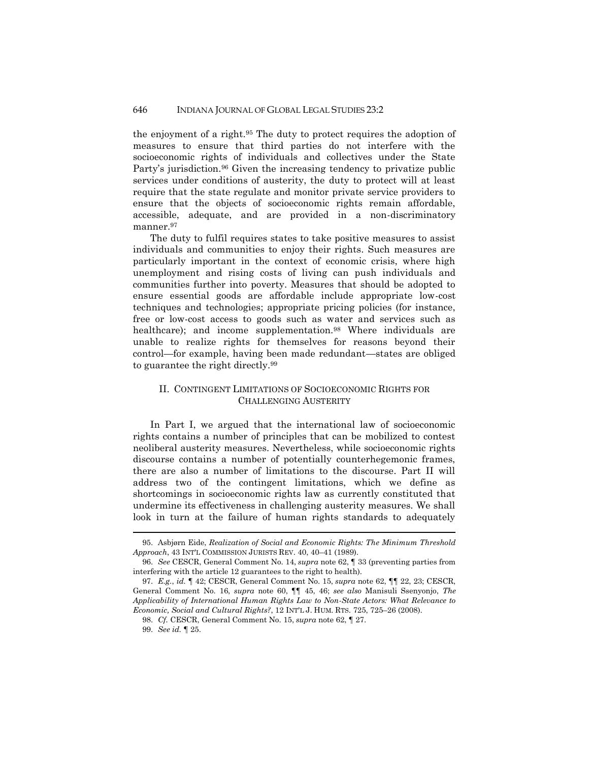the enjoyment of a right.[95] The duty to protect requires the adoption of measures to ensure that third parties do not interfere with the socioeconomic rights of individuals and collectives under the State Party's jurisdiction.[96] Given the increasing tendency to privatize public services under conditions of austerity, the duty to protect will at least require that the state regulate and monitor private service providers to ensure that the objects of socioeconomic rights remain affordable, accessible, adequate, and are provided in a non-discriminatory manner.[97]

The duty to fulfil requires states to take positive measures to assist individuals and communities to enjoy their rights. Such measures are particularly important in the context of economic crisis, where high unemployment and rising costs of living can push individuals and communities further into poverty. Measures that should be adopted to ensure essential goods are affordable include appropriate low-cost techniques and technologies; appropriate pricing policies (for instance, free or low-cost access to goods such as water and services such as healthcare); and income supplementation.[98] Where individuals are unable to realize rights for themselves for reasons beyond their control—for example, having been made redundant—states are obliged to guarantee the right directly.[99]

## II. Contingent Limitations of Socioeconomic Rights for Challenging Austerity

In Part I, we argued that the international law of socioeconomic rights contains a number of principles that can be mobilized to contest neoliberal austerity measures. Nevertheless, while socioeconomic rights discourse contains a number of potentially counterhegemonic frames, there are also a number of limitations to the discourse. Part II will address two of the contingent limitations, which we define as shortcomings in socioeconomic rights law as currently constituted that undermine its effectiveness in challenging austerity measures. We shall look in turn at the failure of human rights standards to adequately

---

95. Asbjørn Eide, *Realization of Social and Economic Rights: The Minimum Threshold Approach*, 43 INT'L COMMISSION JURISTS REV. 40, 40–41 (1989).

96. *See* CESCR, General Comment No. 14, *supra* note 62, ¶ 33 (preventing parties from interfering with the article 12 guarantees to the right to health).

97. *E.g.*, *id.* ¶ 42; CESCR, General Comment No. 15, *supra* note 62, ¶¶ 22, 23; CESCR, General Comment No. 16, *supra* note 60, ¶¶ 45, 46; *see also* Manisuli Ssenyonjo, *The Applicability of International Human Rights Law to Non-State Actors: What Relevance to Economic, Social and Cultural Rights?*, 12 INT'L J. HUM. RTS. 725, 725–26 (2008).

98. *Cf.* CESCR, General Comment No. 15, *supra* note 62, ¶ 27.

99. *See id.* ¶ 25.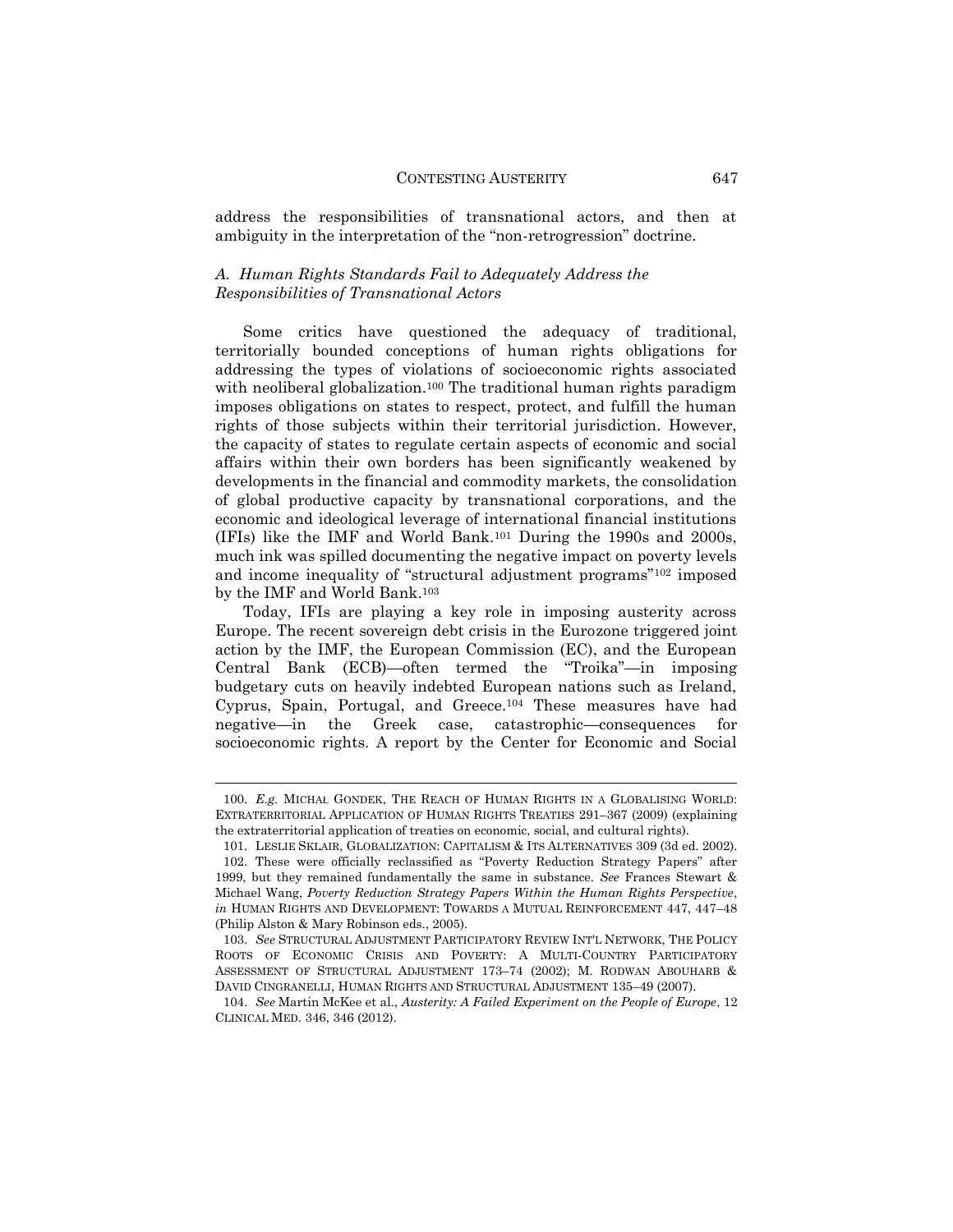address the responsibilities of transnational actors, and then at ambiguity in the interpretation of the "non-retrogression" doctrine.

### *A. Human Rights Standards Fail to Adequately Address the Responsibilities of Transnational Actors*

Some critics have questioned the adequacy of traditional, territorially bounded conceptions of human rights obligations for addressing the types of violations of socioeconomic rights associated with neoliberal globalization.[100] The traditional human rights paradigm imposes obligations on states to respect, protect, and fulfill the human rights of those subjects within their territorial jurisdiction. However, the capacity of states to regulate certain aspects of economic and social affairs within their own borders has been significantly weakened by developments in the financial and commodity markets, the consolidation of global productive capacity by transnational corporations, and the economic and ideological leverage of international financial institutions (IFIs) like the IMF and World Bank.[101] During the 1990s and 2000s, much ink was spilled documenting the negative impact on poverty levels and income inequality of "structural adjustment programs"[102] imposed by the IMF and World Bank.[103]

Today, IFIs are playing a key role in imposing austerity across Europe. The recent sovereign debt crisis in the Eurozone triggered joint action by the IMF, the European Commission (EC), and the European Central Bank (ECB)—often termed the "Troika"—in imposing budgetary cuts on heavily indebted European nations such as Ireland, Cyprus, Spain, Portugal, and Greece.[104] These measures have had negative—in the Greek case, catastrophic—consequences for socioeconomic rights. A report by the Center for Economic and Social

---

100. *E.g.* MICHAŁ GONDEK, THE REACH OF HUMAN RIGHTS IN A GLOBALISING WORLD: EXTRATERRITORIAL APPLICATION OF HUMAN RIGHTS TREATIES 291–367 (2009) (explaining the extraterritorial application of treaties on economic, social, and cultural rights).

101. LESLIE SKLAIR, GLOBALIZATION: CAPITALISM & ITS ALTERNATIVES 309 (3d ed. 2002).

102. These were officially reclassified as "Poverty Reduction Strategy Papers" after 1999, but they remained fundamentally the same in substance. *See* Frances Stewart & Michael Wang, *Poverty Reduction Strategy Papers Within the Human Rights Perspective*, *in* HUMAN RIGHTS AND DEVELOPMENT: TOWARDS A MUTUAL REINFORCEMENT 447, 447–48 (Philip Alston & Mary Robinson eds., 2005).

103. *See* STRUCTURAL ADJUSTMENT PARTICIPATORY REVIEW INT'L NETWORK, THE POLICY ROOTS OF ECONOMIC CRISIS AND POVERTY: A MULTI-COUNTRY PARTICIPATORY ASSESSMENT OF STRUCTURAL ADJUSTMENT 173–74 (2002); M. RODWAN ABOUHARB & DAVID CINGRANELLI, HUMAN RIGHTS AND STRUCTURAL ADJUSTMENT 135–49 (2007).

104. *See* Martin McKee et al., *Austerity: A Failed Experiment on the People of Europe*, 12 CLINICAL MED. 346, 346 (2012).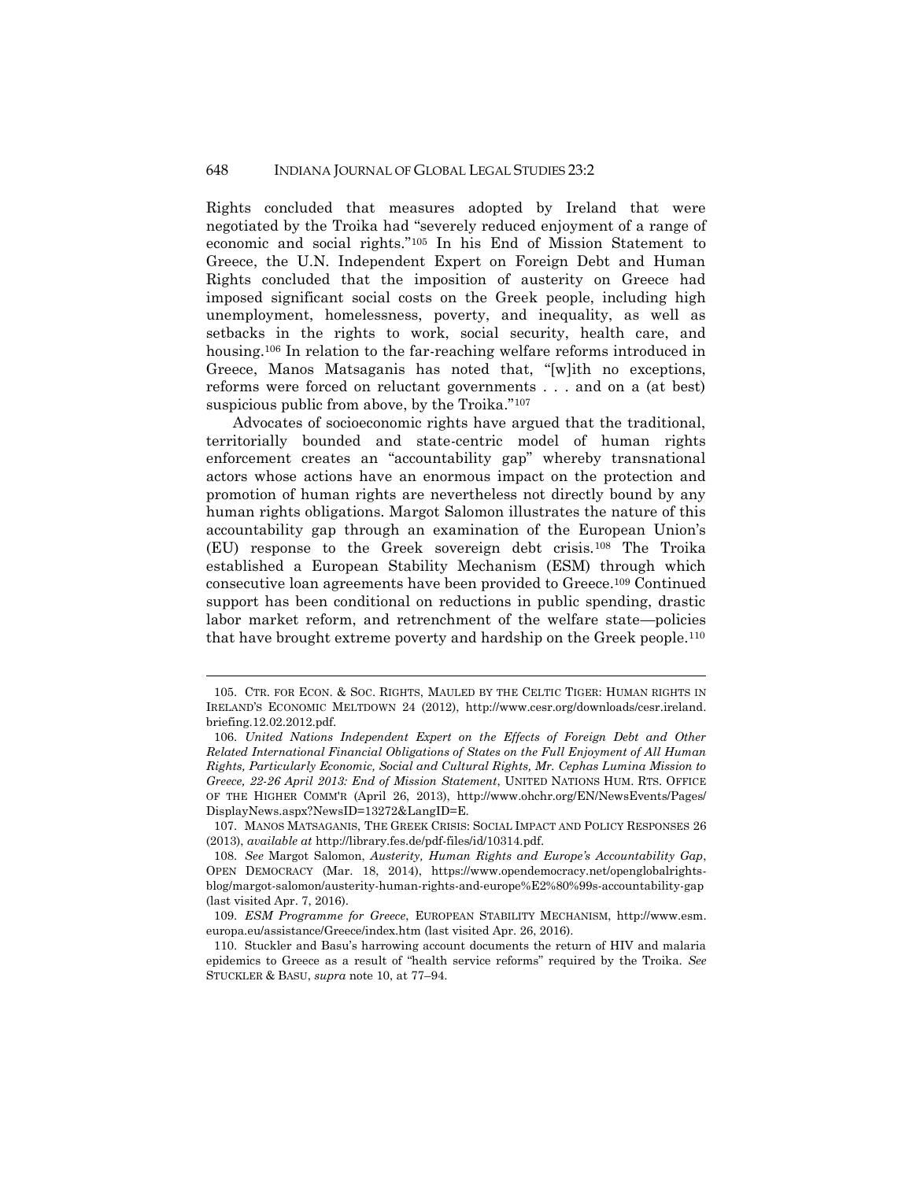Rights concluded that measures adopted by Ireland that were negotiated by the Troika had "severely reduced enjoyment of a range of economic and social rights."[105] In his End of Mission Statement to Greece, the U.N. Independent Expert on Foreign Debt and Human Rights concluded that the imposition of austerity on Greece had imposed significant social costs on the Greek people, including high unemployment, homelessness, poverty, and inequality, as well as setbacks in the rights to work, social security, health care, and housing.[106] In relation to the far-reaching welfare reforms introduced in Greece, Manos Matsaganis has noted that, "[w]ith no exceptions, reforms were forced on reluctant governments . . . and on a (at best) suspicious public from above, by the Troika."[107]

Advocates of socioeconomic rights have argued that the traditional, territorially bounded and state-centric model of human rights enforcement creates an "accountability gap" whereby transnational actors whose actions have an enormous impact on the protection and promotion of human rights are nevertheless not directly bound by any human rights obligations. Margot Salomon illustrates the nature of this accountability gap through an examination of the European Union's (EU) response to the Greek sovereign debt crisis.[108] The Troika established a European Stability Mechanism (ESM) through which consecutive loan agreements have been provided to Greece.[109] Continued support has been conditional on reductions in public spending, drastic labor market reform, and retrenchment of the welfare state—policies that have brought extreme poverty and hardship on the Greek people.[110]

---

105. CTR. FOR ECON. & SOC. RIGHTS, MAULED BY THE CELTIC TIGER: HUMAN RIGHTS IN IRELAND'S ECONOMIC MELTDOWN 24 (2012), http://www.cesr.org/downloads/cesr.ireland.briefing.12.02.2012.pdf.

106. *United Nations Independent Expert on the Effects of Foreign Debt and Other Related International Financial Obligations of States on the Full Enjoyment of All Human Rights, Particularly Economic, Social and Cultural Rights, Mr. Cephas Lumina Mission to Greece, 22-26 April 2013: End of Mission Statement*, UNITED NATIONS HUM. RTS. OFFICE OF THE HIGHER COMM'R (April 26, 2013), http://www.ohchr.org/EN/NewsEvents/Pages/DisplayNews.aspx?NewsID=13272&LangID=E.

107. MANOS MATSAGANIS, THE GREEK CRISIS: SOCIAL IMPACT AND POLICY RESPONSES 26 (2013), *available at* http://library.fes.de/pdf-files/id/10314.pdf.

108. *See* Margot Salomon, *Austerity, Human Rights and Europe's Accountability Gap*, OPEN DEMOCRACY (Mar. 18, 2014), https://www.opendemocracy.net/openglobalrights-blog/margot-salomon/austerity-human-rights-and-europe%E2%80%99s-accountability-gap (last visited Apr. 7, 2016).

109. *ESM Programme for Greece*, EUROPEAN STABILITY MECHANISM, http://www.esm.europa.eu/assistance/Greece/index.htm (last visited Apr. 26, 2016).

110. Stuckler and Basu's harrowing account documents the return of HIV and malaria epidemics to Greece as a result of "health service reforms" required by the Troika. *See* STUCKLER & BASU, *supra* note 10, at 77–94.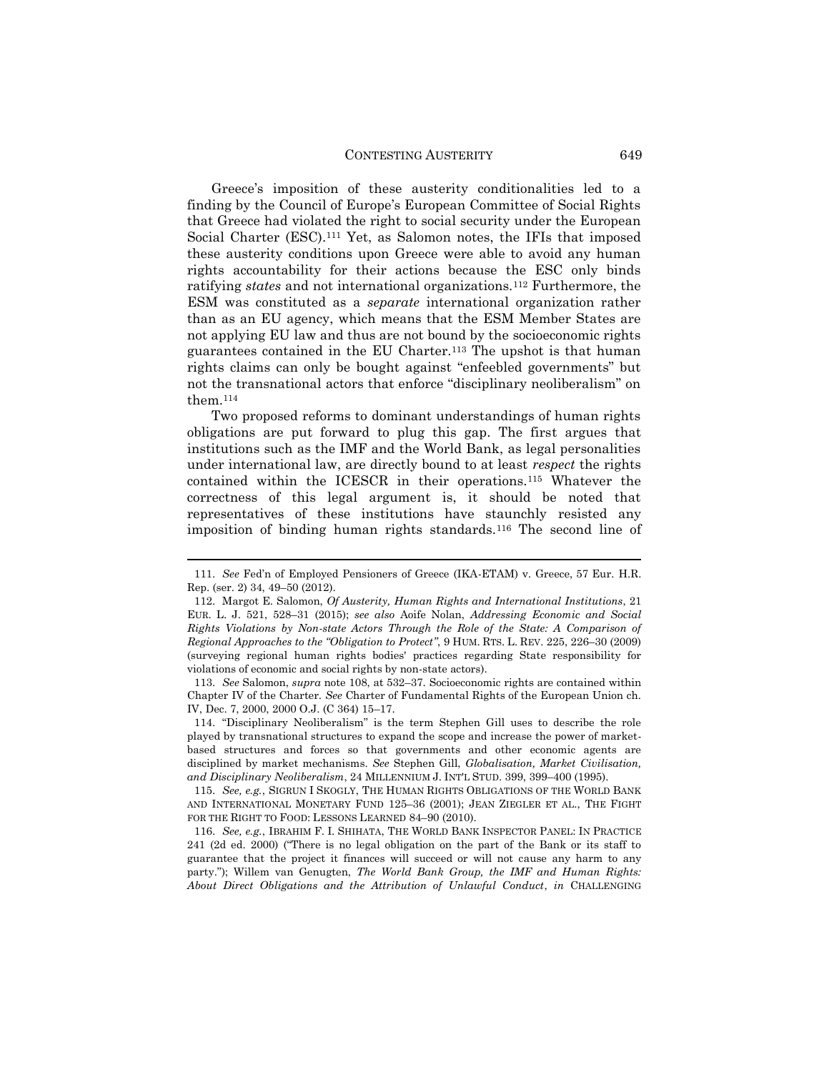Greece's imposition of these austerity conditionalities led to a finding by the Council of Europe's European Committee of Social Rights that Greece had violated the right to social security under the European Social Charter (ESC).[111] Yet, as Salomon notes, the IFIs that imposed these austerity conditions upon Greece were able to avoid any human rights accountability for their actions because the ESC only binds ratifying *states* and not international organizations.[112] Furthermore, the ESM was constituted as a *separate* international organization rather than as an EU agency, which means that the ESM Member States are not applying EU law and thus are not bound by the socioeconomic rights guarantees contained in the EU Charter.[113] The upshot is that human rights claims can only be bought against "enfeebled governments" but not the transnational actors that enforce "disciplinary neoliberalism" on them.[114]

Two proposed reforms to dominant understandings of human rights obligations are put forward to plug this gap. The first argues that institutions such as the IMF and the World Bank, as legal personalities under international law, are directly bound to at least *respect* the rights contained within the ICESCR in their operations.[115] Whatever the correctness of this legal argument is, it should be noted that representatives of these institutions have staunchly resisted any imposition of binding human rights standards.[116] The second line of

---

111. *See* Fed'n of Employed Pensioners of Greece (IKA-ETAM) v. Greece, 57 Eur. H.R. Rep. (ser. 2) 34, 49–50 (2012).

112. Margot E. Salomon, *Of Austerity, Human Rights and International Institutions*, 21 EUR. L. J. 521, 528–31 (2015); *see also* Aoife Nolan, *Addressing Economic and Social Rights Violations by Non-state Actors Through the Role of the State: A Comparison of Regional Approaches to the "Obligation to Protect"*, 9 HUM. RTS. L. REV. 225, 226–30 (2009) (surveying regional human rights bodies' practices regarding State responsibility for violations of economic and social rights by non-state actors).

113. *See* Salomon, *supra* note 108, at 532–37. Socioeconomic rights are contained within Chapter IV of the Charter. *See* Charter of Fundamental Rights of the European Union ch. IV, Dec. 7, 2000, 2000 O.J. (C 364) 15–17.

114. "Disciplinary Neoliberalism" is the term Stephen Gill uses to describe the role played by transnational structures to expand the scope and increase the power of market-based structures and forces so that governments and other economic agents are disciplined by market mechanisms. *See* Stephen Gill, *Globalisation, Market Civilisation, and Disciplinary Neoliberalism*, 24 MILLENNIUM J. INT'L STUD. 399, 399–400 (1995).

115. *See, e.g.*, SIGRUN I SKOGLY, THE HUMAN RIGHTS OBLIGATIONS OF THE WORLD BANK AND INTERNATIONAL MONETARY FUND 125–36 (2001); JEAN ZIEGLER ET AL., THE FIGHT FOR THE RIGHT TO FOOD: LESSONS LEARNED 84–90 (2010).

116. *See, e.g.*, IBRAHIM F. I. SHIHATA, THE WORLD BANK INSPECTOR PANEL: IN PRACTICE 241 (2d ed. 2000) ("There is no legal obligation on the part of the Bank or its staff to guarantee that the project it finances will succeed or will not cause any harm to any party."); Willem van Genugten, *The World Bank Group, the IMF and Human Rights: About Direct Obligations and the Attribution of Unlawful Conduct*, *in* CHALLENGING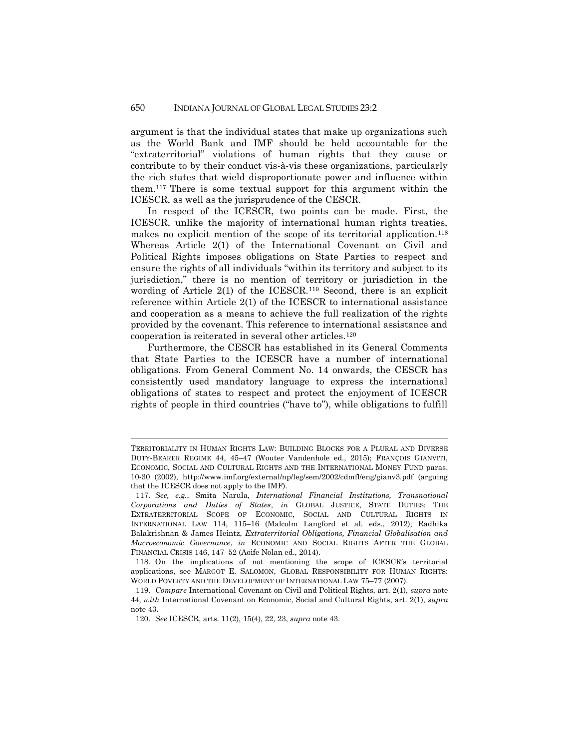argument is that the individual states that make up organizations such as the World Bank and IMF should be held accountable for the "extraterritorial" violations of human rights that they cause or contribute to by their conduct vis-à-vis these organizations, particularly the rich states that wield disproportionate power and influence within them.[117] There is some textual support for this argument within the ICESCR, as well as the jurisprudence of the CESCR.

In respect of the ICESCR, two points can be made. First, the ICESCR, unlike the majority of international human rights treaties, makes no explicit mention of the scope of its territorial application.[118] Whereas Article 2(1) of the International Covenant on Civil and Political Rights imposes obligations on State Parties to respect and ensure the rights of all individuals "within its territory and subject to its jurisdiction," there is no mention of territory or jurisdiction in the wording of Article 2(1) of the ICESCR.[119] Second, there is an explicit reference within Article 2(1) of the ICESCR to international assistance and cooperation as a means to achieve the full realization of the rights provided by the covenant. This reference to international assistance and cooperation is reiterated in several other articles.[120]

Furthermore, the CESCR has established in its General Comments that State Parties to the ICESCR have a number of international obligations. From General Comment No. 14 onwards, the CESCR has consistently used mandatory language to express the international obligations of states to respect and protect the enjoyment of ICESCR rights of people in third countries ("have to"), while obligations to fulfill

---

TERRITORIALITY IN HUMAN RIGHTS LAW: BUILDING BLOCKS FOR A PLURAL AND DIVERSE DUTY-BEARER REGIME 44, 45–47 (Wouter Vandenhole ed., 2015); FRANÇOIS GIANVITI, ECONOMIC, SOCIAL AND CULTURAL RIGHTS AND THE INTERNATIONAL MONEY FUND paras. 10-30 (2002), http://www.imf.org/external/np/leg/sem/2002/cdmfl/eng/gianv3.pdf (arguing that the ICESCR does not apply to the IMF).

117. *See, e.g.*, Smita Narula, *International Financial Institutions, Transnational Corporations and Duties of States*, *in* GLOBAL JUSTICE, STATE DUTIES: THE EXTRATERRITORIAL SCOPE OF ECONOMIC, SOCIAL AND CULTURAL RIGHTS IN INTERNATIONAL LAW 114, 115–16 (Malcolm Langford et al. eds., 2012); Radhika Balakrishnan & James Heintz, *Extraterritorial Obligations, Financial Globalisation and Macroeconomic Governance*, *in* ECONOMIC AND SOCIAL RIGHTS AFTER THE GLOBAL FINANCIAL CRISIS 146, 147–52 (Aoife Nolan ed., 2014).

118. On the implications of not mentioning the scope of ICESCR's territorial applications, see MARGOT E. SALOMON, GLOBAL RESPONSIBILITY FOR HUMAN RIGHTS: WORLD POVERTY AND THE DEVELOPMENT OF INTERNATIONAL LAW 75–77 (2007).

119. *Compare* International Covenant on Civil and Political Rights, art. 2(1), *supra* note 44, *with* International Covenant on Economic, Social and Cultural Rights, art. 2(1), *supra* note 43.

120. *See* ICESCR, arts. 11(2), 15(4), 22, 23, *supra* note 43.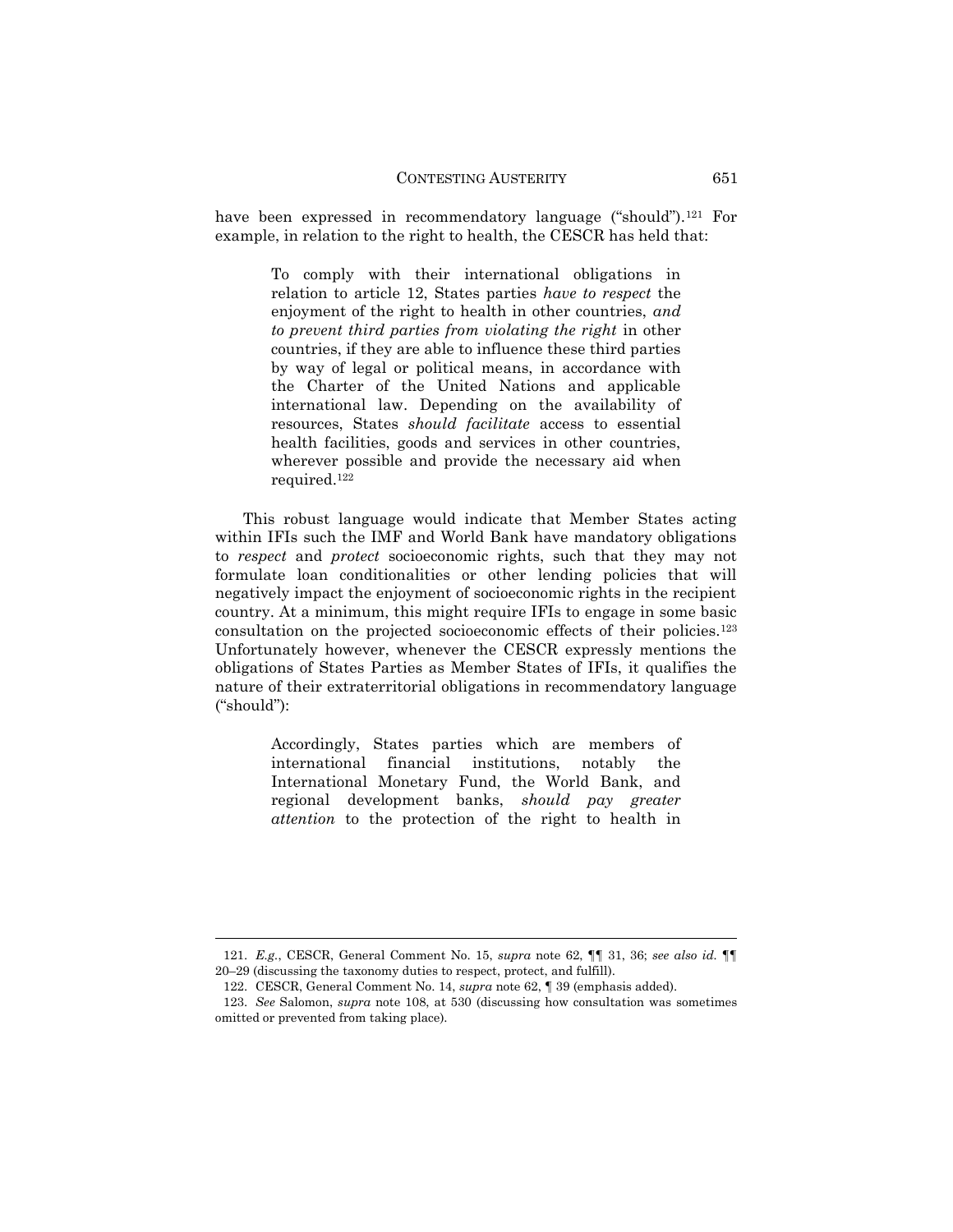have been expressed in recommendatory language ("should").[121] For example, in relation to the right to health, the CESCR has held that:

> To comply with their international obligations in relation to article 12, States parties *have to respect* the enjoyment of the right to health in other countries, *and to prevent third parties from violating the right* in other countries, if they are able to influence these third parties by way of legal or political means, in accordance with the Charter of the United Nations and applicable international law. Depending on the availability of resources, States *should facilitate* access to essential health facilities, goods and services in other countries, wherever possible and provide the necessary aid when required.[122]

This robust language would indicate that Member States acting within IFIs such the IMF and World Bank have mandatory obligations to *respect* and *protect* socioeconomic rights, such that they may not formulate loan conditionalities or other lending policies that will negatively impact the enjoyment of socioeconomic rights in the recipient country. At a minimum, this might require IFIs to engage in some basic consultation on the projected socioeconomic effects of their policies.[123] Unfortunately however, whenever the CESCR expressly mentions the obligations of States Parties as Member States of IFIs, it qualifies the nature of their extraterritorial obligations in recommendatory language ("should"):

> Accordingly, States parties which are members of international financial institutions, notably the International Monetary Fund, the World Bank, and regional development banks, *should pay greater attention* to the protection of the right to health in

---

121. *E.g.*, CESCR, General Comment No. 15, *supra* note 62, ¶¶ 31, 36; *see also id.* ¶¶ 20–29 (discussing the taxonomy duties to respect, protect, and fulfill).

122. CESCR, General Comment No. 14, *supra* note 62, ¶ 39 (emphasis added).

123. *See* Salomon, *supra* note 108, at 530 (discussing how consultation was sometimes omitted or prevented from taking place).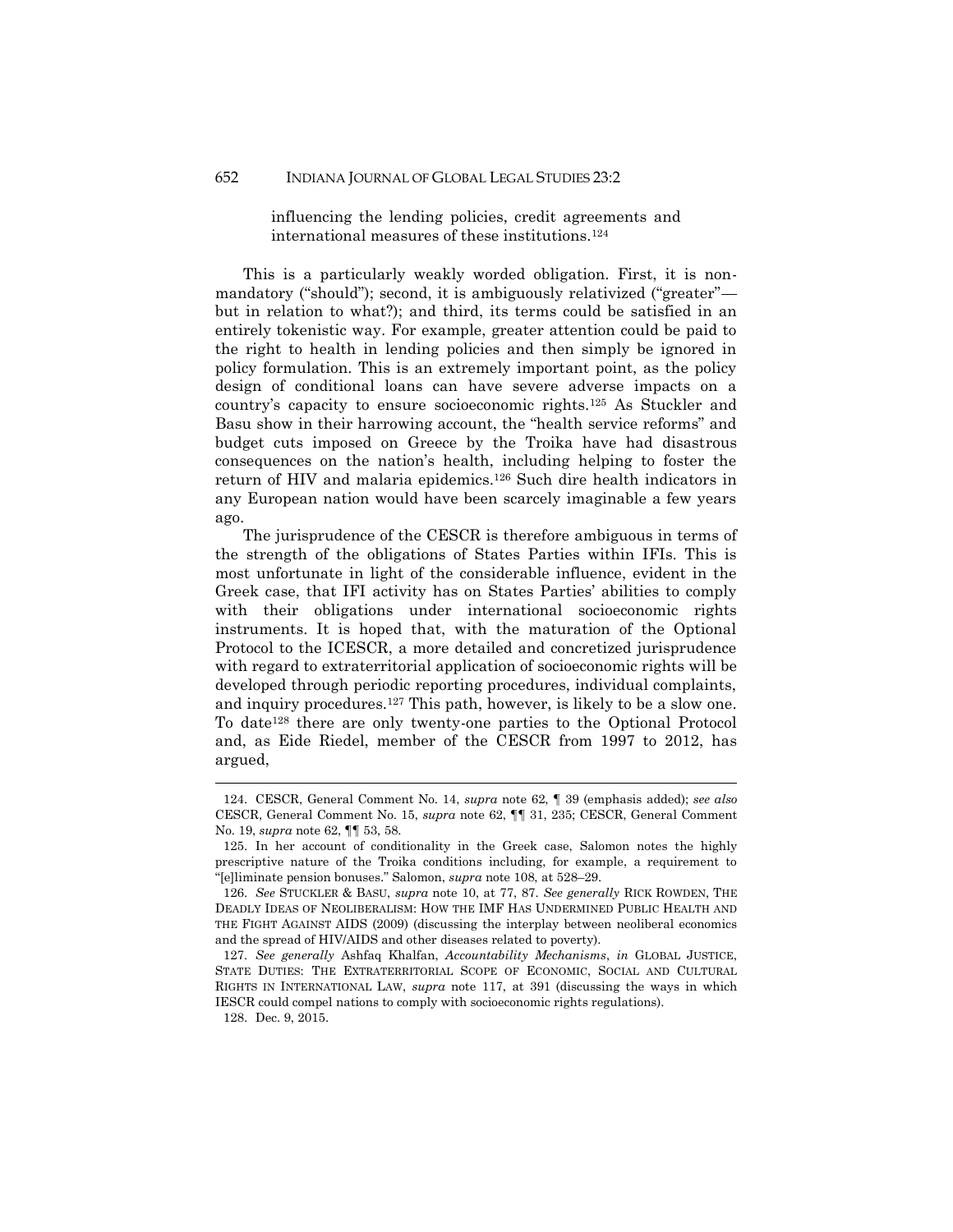> influencing the lending policies, credit agreements and international measures of these institutions.[124]

This is a particularly weakly worded obligation. First, it is non-mandatory ("should"); second, it is ambiguously relativized ("greater"—but in relation to what?); and third, its terms could be satisfied in an entirely tokenistic way. For example, greater attention could be paid to the right to health in lending policies and then simply be ignored in policy formulation. This is an extremely important point, as the policy design of conditional loans can have severe adverse impacts on a country's capacity to ensure socioeconomic rights.[125] As Stuckler and Basu show in their harrowing account, the "health service reforms" and budget cuts imposed on Greece by the Troika have had disastrous consequences on the nation's health, including helping to foster the return of HIV and malaria epidemics.[126] Such dire health indicators in any European nation would have been scarcely imaginable a few years ago.

The jurisprudence of the CESCR is therefore ambiguous in terms of the strength of the obligations of States Parties within IFIs. This is most unfortunate in light of the considerable influence, evident in the Greek case, that IFI activity has on States Parties' abilities to comply with their obligations under international socioeconomic rights instruments. It is hoped that, with the maturation of the Optional Protocol to the ICESCR, a more detailed and concretized jurisprudence with regard to extraterritorial application of socioeconomic rights will be developed through periodic reporting procedures, individual complaints, and inquiry procedures.[127] This path, however, is likely to be a slow one. To date[128] there are only twenty-one parties to the Optional Protocol and, as Eide Riedel, member of the CESCR from 1997 to 2012, has argued,

---

124. CESCR, General Comment No. 14, *supra* note 62, ¶ 39 (emphasis added); *see also* CESCR, General Comment No. 15, *supra* note 62, ¶¶ 31, 235; CESCR, General Comment No. 19, *supra* note 62, ¶¶ 53, 58.

125. In her account of conditionality in the Greek case, Salomon notes the highly prescriptive nature of the Troika conditions including, for example, a requirement to "[e]liminate pension bonuses." Salomon, *supra* note 108, at 528–29.

126. *See* STUCKLER & BASU, *supra* note 10, at 77, 87. *See generally* RICK ROWDEN, THE DEADLY IDEAS OF NEOLIBERALISM: HOW THE IMF HAS UNDERMINED PUBLIC HEALTH AND THE FIGHT AGAINST AIDS (2009) (discussing the interplay between neoliberal economics and the spread of HIV/AIDS and other diseases related to poverty).

127. *See generally* Ashfaq Khalfan, *Accountability Mechanisms*, *in* GLOBAL JUSTICE, STATE DUTIES: THE EXTRATERRITORIAL SCOPE OF ECONOMIC, SOCIAL AND CULTURAL RIGHTS IN INTERNATIONAL LAW, *supra* note 117, at 391 (discussing the ways in which IESCR could compel nations to comply with socioeconomic rights regulations).

128. Dec. 9, 2015.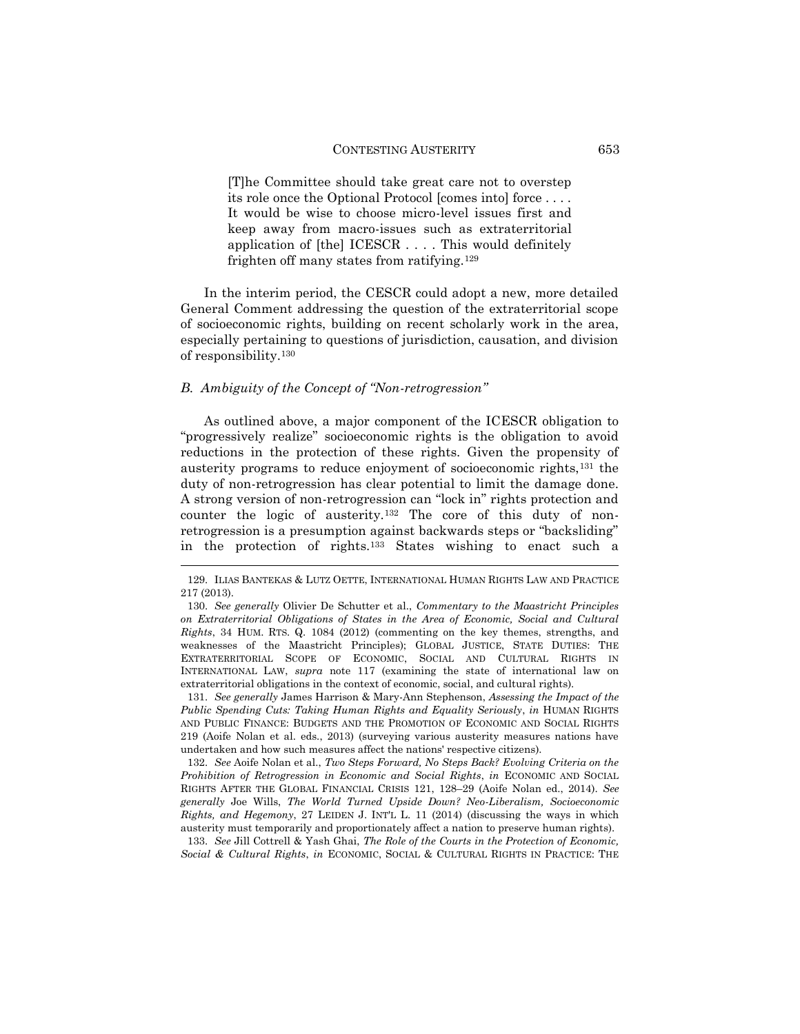> [T]he Committee should take great care not to overstep its role once the Optional Protocol [comes into] force . . . . It would be wise to choose micro-level issues first and keep away from macro-issues such as extraterritorial application of [the] ICESCR . . . . This would definitely frighten off many states from ratifying.[129]

In the interim period, the CESCR could adopt a new, more detailed General Comment addressing the question of the extraterritorial scope of socioeconomic rights, building on recent scholarly work in the area, especially pertaining to questions of jurisdiction, causation, and division of responsibility.[130]

### *B. Ambiguity of the Concept of "Non-retrogression"*

As outlined above, a major component of the ICESCR obligation to "progressively realize" socioeconomic rights is the obligation to avoid reductions in the protection of these rights. Given the propensity of austerity programs to reduce enjoyment of socioeconomic rights,[131] the duty of non-retrogression has clear potential to limit the damage done. A strong version of non-retrogression can "lock in" rights protection and counter the logic of austerity.[132] The core of this duty of non-retrogression is a presumption against backwards steps or "backsliding" in the protection of rights.[133] States wishing to enact such a

---

129. ILIAS BANTEKAS & LUTZ OETTE, INTERNATIONAL HUMAN RIGHTS LAW AND PRACTICE 217 (2013).

130. *See generally* Olivier De Schutter et al., *Commentary to the Maastricht Principles on Extraterritorial Obligations of States in the Area of Economic, Social and Cultural Rights*, 34 HUM. RTS. Q. 1084 (2012) (commenting on the key themes, strengths, and weaknesses of the Maastricht Principles); GLOBAL JUSTICE, STATE DUTIES: THE EXTRATERRITORIAL SCOPE OF ECONOMIC, SOCIAL AND CULTURAL RIGHTS IN INTERNATIONAL LAW, *supra* note 117 (examining the state of international law on extraterritorial obligations in the context of economic, social, and cultural rights).

131. *See generally* James Harrison & Mary-Ann Stephenson, *Assessing the Impact of the Public Spending Cuts: Taking Human Rights and Equality Seriously*, *in* HUMAN RIGHTS AND PUBLIC FINANCE: BUDGETS AND THE PROMOTION OF ECONOMIC AND SOCIAL RIGHTS 219 (Aoife Nolan et al. eds., 2013) (surveying various austerity measures nations have undertaken and how such measures affect the nations' respective citizens).

132. *See* Aoife Nolan et al., *Two Steps Forward, No Steps Back? Evolving Criteria on the Prohibition of Retrogression in Economic and Social Rights*, *in* ECONOMIC AND SOCIAL RIGHTS AFTER THE GLOBAL FINANCIAL CRISIS 121, 128–29 (Aoife Nolan ed., 2014). *See generally* Joe Wills, *The World Turned Upside Down? Neo-Liberalism, Socioeconomic Rights, and Hegemony*, 27 LEIDEN J. INT'L L. 11 (2014) (discussing the ways in which austerity must temporarily and proportionately affect a nation to preserve human rights).

133. *See* Jill Cottrell & Yash Ghai, *The Role of the Courts in the Protection of Economic, Social & Cultural Rights*, *in* ECONOMIC, SOCIAL & CULTURAL RIGHTS IN PRACTICE: THE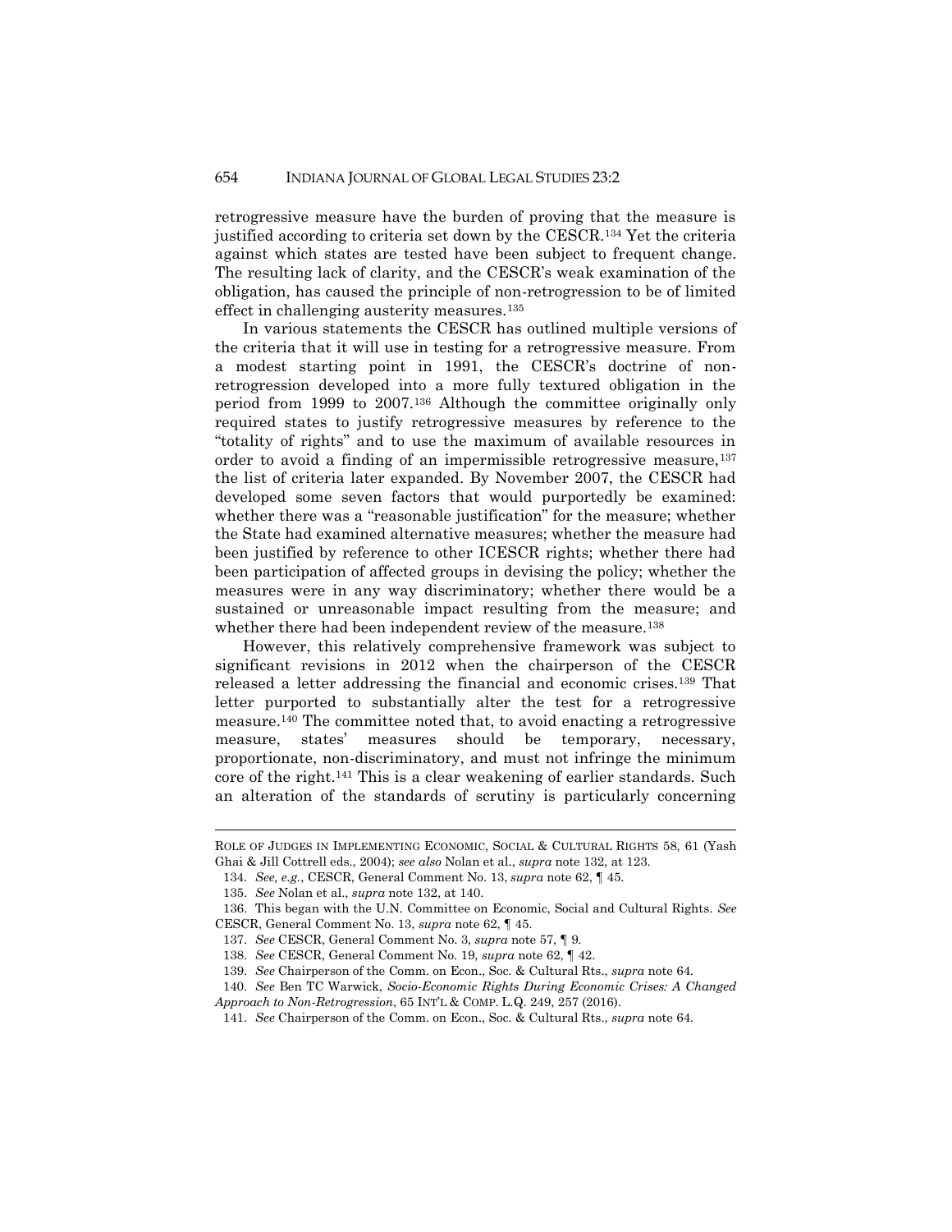retrogressive measure have the burden of proving that the measure is justified according to criteria set down by the CESCR.[134] Yet the criteria against which states are tested have been subject to frequent change. The resulting lack of clarity, and the CESCR's weak examination of the obligation, has caused the principle of non-retrogression to be of limited effect in challenging austerity measures.[135]

In various statements the CESCR has outlined multiple versions of the criteria that it will use in testing for a retrogressive measure. From a modest starting point in 1991, the CESCR's doctrine of non-retrogression developed into a more fully textured obligation in the period from 1999 to 2007.[136] Although the committee originally only required states to justify retrogressive measures by reference to the "totality of rights" and to use the maximum of available resources in order to avoid a finding of an impermissible retrogressive measure,[137] the list of criteria later expanded. By November 2007, the CESCR had developed some seven factors that would purportedly be examined: whether there was a "reasonable justification" for the measure; whether the State had examined alternative measures; whether the measure had been justified by reference to other ICESCR rights; whether there had been participation of affected groups in devising the policy; whether the measures were in any way discriminatory; whether there would be a sustained or unreasonable impact resulting from the measure; and whether there had been independent review of the measure.[138]

However, this relatively comprehensive framework was subject to significant revisions in 2012 when the chairperson of the CESCR released a letter addressing the financial and economic crises.[139] That letter purported to substantially alter the test for a retrogressive measure.[140] The committee noted that, to avoid enacting a retrogressive measure, states' measures should be temporary, necessary, proportionate, non-discriminatory, and must not infringe the minimum core of the right.[141] This is a clear weakening of earlier standards. Such an alteration of the standards of scrutiny is particularly concerning

---

ROLE OF JUDGES IN IMPLEMENTING ECONOMIC, SOCIAL & CULTURAL RIGHTS 58, 61 (Yash Ghai & Jill Cottrell eds., 2004); *see also* Nolan et al., *supra* note 132, at 123.

134. *See, e.g.*, CESCR, General Comment No. 13, *supra* note 62, ¶ 45.

135. *See* Nolan et al., *supra* note 132, at 140.

136. This began with the U.N. Committee on Economic, Social and Cultural Rights. *See* CESCR, General Comment No. 13, *supra* note 62, ¶ 45.

137. *See* CESCR, General Comment No. 3, *supra* note 57, ¶ 9.

138. *See* CESCR, General Comment No. 19, *supra* note 62, ¶ 42.

139. *See* Chairperson of the Comm. on Econ., Soc. & Cultural Rts., *supra* note 64.

140. *See* Ben TC Warwick, *Socio-Economic Rights During Economic Crises: A Changed Approach to Non-Retrogression*, 65 INT'L & COMP. L.Q. 249, 257 (2016).

141. *See* Chairperson of the Comm. on Econ., Soc. & Cultural Rts., *supra* note 64.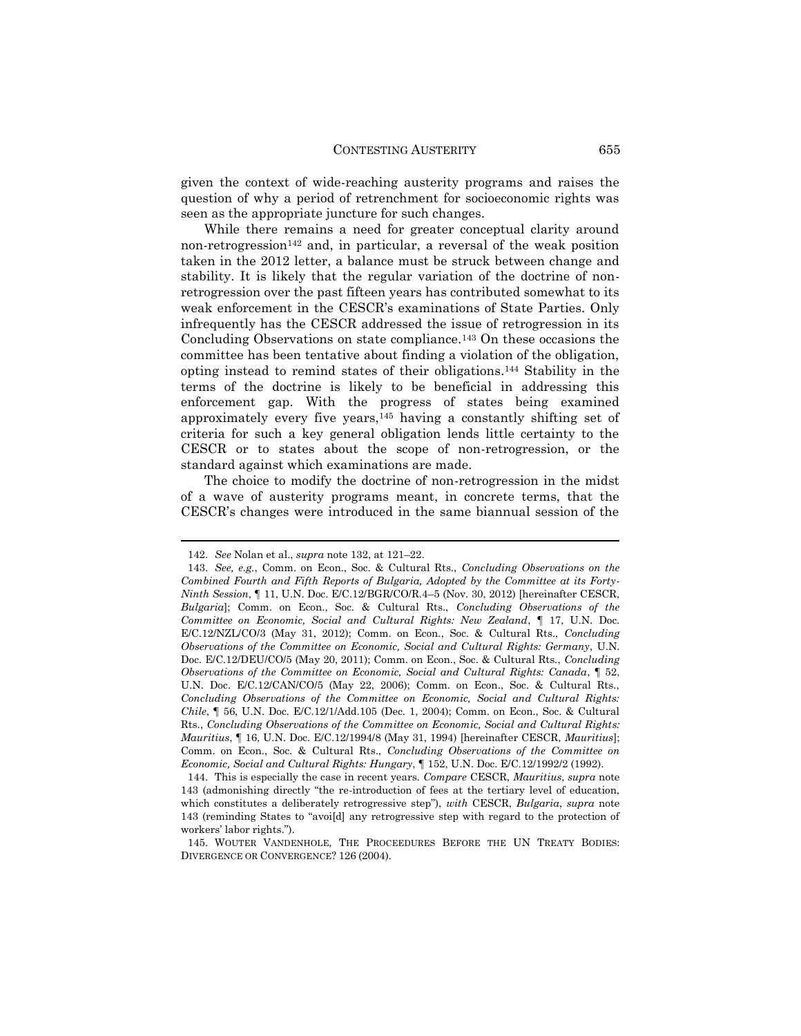given the context of wide-reaching austerity programs and raises the question of why a period of retrenchment for socioeconomic rights was seen as the appropriate juncture for such changes.

While there remains a need for greater conceptual clarity around non-retrogression[142] and, in particular, a reversal of the weak position taken in the 2012 letter, a balance must be struck between change and stability. It is likely that the regular variation of the doctrine of non-retrogression over the past fifteen years has contributed somewhat to its weak enforcement in the CESCR's examinations of State Parties. Only infrequently has the CESCR addressed the issue of retrogression in its Concluding Observations on state compliance.[143] On these occasions the committee has been tentative about finding a violation of the obligation, opting instead to remind states of their obligations.[144] Stability in the terms of the doctrine is likely to be beneficial in addressing this enforcement gap. With the progress of states being examined approximately every five years,[145] having a constantly shifting set of criteria for such a key general obligation lends little certainty to the CESCR or to states about the scope of non-retrogression, or the standard against which examinations are made.

The choice to modify the doctrine of non-retrogression in the midst of a wave of austerity programs meant, in concrete terms, that the CESCR's changes were introduced in the same biannual session of the

---

142. *See* Nolan et al., *supra* note 132, at 121–22.

143. *See, e.g.*, Comm. on Econ., Soc. & Cultural Rts., *Concluding Observations on the Combined Fourth and Fifth Reports of Bulgaria, Adopted by the Committee at its Forty-Ninth Session*, ¶ 11, U.N. Doc. E/C.12/BGR/CO/R.4–5 (Nov. 30, 2012) [hereinafter CESCR, *Bulgaria*]; Comm. on Econ., Soc. & Cultural Rts., *Concluding Observations of the Committee on Economic, Social and Cultural Rights: New Zealand*, ¶ 17, U.N. Doc. E/C.12/NZL/CO/3 (May 31, 2012); Comm. on Econ., Soc. & Cultural Rts., *Concluding Observations of the Committee on Economic, Social and Cultural Rights: Germany*, U.N. Doc. E/C.12/DEU/CO/5 (May 20, 2011); Comm. on Econ., Soc. & Cultural Rts., *Concluding Observations of the Committee on Economic, Social and Cultural Rights: Canada*, ¶ 52, U.N. Doc. E/C.12/CAN/CO/5 (May 22, 2006); Comm. on Econ., Soc. & Cultural Rts., *Concluding Observations of the Committee on Economic, Social and Cultural Rights: Chile*, ¶ 56, U.N. Doc. E/C.12/1/Add.105 (Dec. 1, 2004); Comm. on Econ., Soc. & Cultural Rts., *Concluding Observations of the Committee on Economic, Social and Cultural Rights: Mauritius*, ¶ 16, U.N. Doc. E/C.12/1994/8 (May 31, 1994) [hereinafter CESCR, *Mauritius*]; Comm. on Econ., Soc. & Cultural Rts., *Concluding Observations of the Committee on Economic, Social and Cultural Rights: Hungary*, ¶ 152, U.N. Doc. E/C.12/1992/2 (1992).

144. This is especially the case in recent years. *Compare* CESCR, *Mauritius*, *supra* note 143 (admonishing directly "the re-introduction of fees at the tertiary level of education, which constitutes a deliberately retrogressive step"), *with* CESCR, *Bulgaria*, *supra* note 143 (reminding States to "avoi[d] any retrogressive step with regard to the protection of workers' labor rights.").

145. WOUTER VANDENHOLE, THE PROCEEDURES BEFORE THE UN TREATY BODIES: DIVERGENCE OR CONVERGENCE? 126 (2004).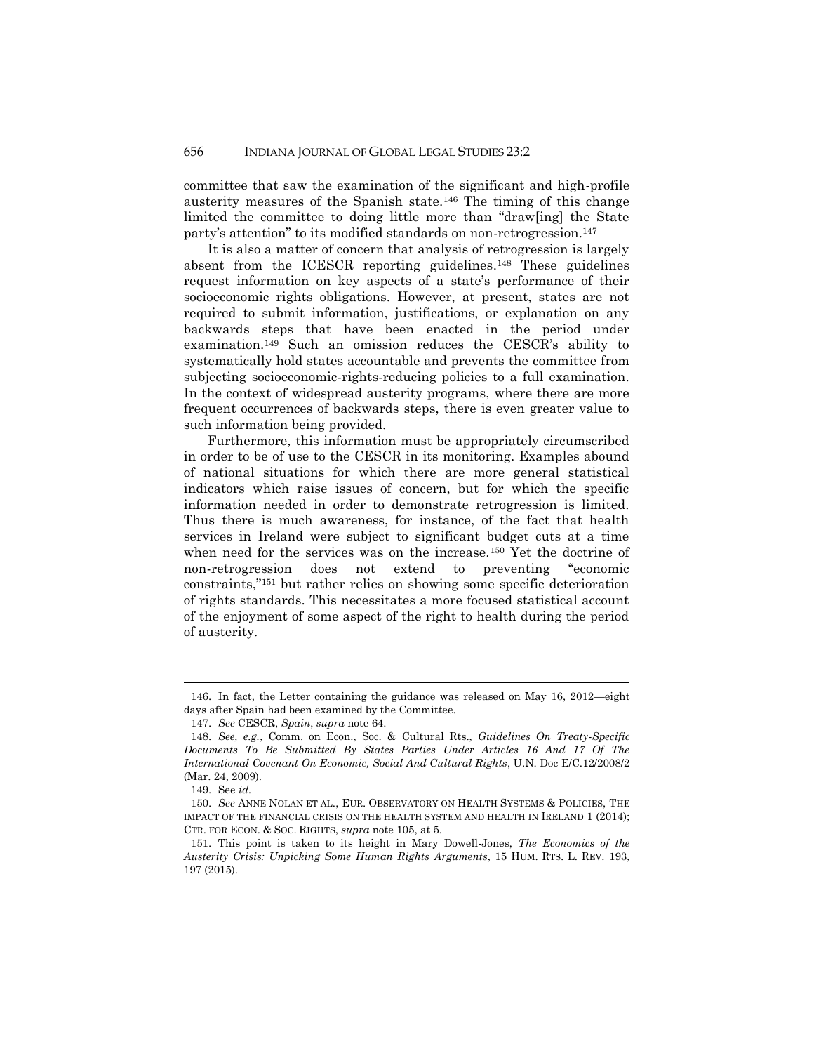committee that saw the examination of the significant and high-profile austerity measures of the Spanish state.[146] The timing of this change limited the committee to doing little more than "draw[ing] the State party's attention" to its modified standards on non-retrogression.[147]

It is also a matter of concern that analysis of retrogression is largely absent from the ICESCR reporting guidelines.[148] These guidelines request information on key aspects of a state's performance of their socioeconomic rights obligations. However, at present, states are not required to submit information, justifications, or explanation on any backwards steps that have been enacted in the period under examination.[149] Such an omission reduces the CESCR's ability to systematically hold states accountable and prevents the committee from subjecting socioeconomic-rights-reducing policies to a full examination. In the context of widespread austerity programs, where there are more frequent occurrences of backwards steps, there is even greater value to such information being provided.

Furthermore, this information must be appropriately circumscribed in order to be of use to the CESCR in its monitoring. Examples abound of national situations for which there are more general statistical indicators which raise issues of concern, but for which the specific information needed in order to demonstrate retrogression is limited. Thus there is much awareness, for instance, of the fact that health services in Ireland were subject to significant budget cuts at a time when need for the services was on the increase.[150] Yet the doctrine of non-retrogression does not extend to preventing "economic constraints,"[151] but rather relies on showing some specific deterioration of rights standards. This necessitates a more focused statistical account of the enjoyment of some aspect of the right to health during the period of austerity.

---

146. In fact, the Letter containing the guidance was released on May 16, 2012—eight days after Spain had been examined by the Committee.

147. *See* CESCR, *Spain*, *supra* note 64.

148. *See, e.g.*, Comm. on Econ., Soc. & Cultural Rts., *Guidelines On Treaty-Specific Documents To Be Submitted By States Parties Under Articles 16 And 17 Of The International Covenant On Economic, Social And Cultural Rights*, U.N. Doc E/C.12/2008/2 (Mar. 24, 2009).

149. See *id.*

150. *See* ANNE NOLAN ET AL., EUR. OBSERVATORY ON HEALTH SYSTEMS & POLICIES, THE IMPACT OF THE FINANCIAL CRISIS ON THE HEALTH SYSTEM AND HEALTH IN IRELAND 1 (2014); CTR. FOR ECON. & SOC. RIGHTS, *supra* note 105, at 5.

151. This point is taken to its height in Mary Dowell-Jones, *The Economics of the Austerity Crisis: Unpicking Some Human Rights Arguments*, 15 HUM. RTS. L. REV. 193, 197 (2015).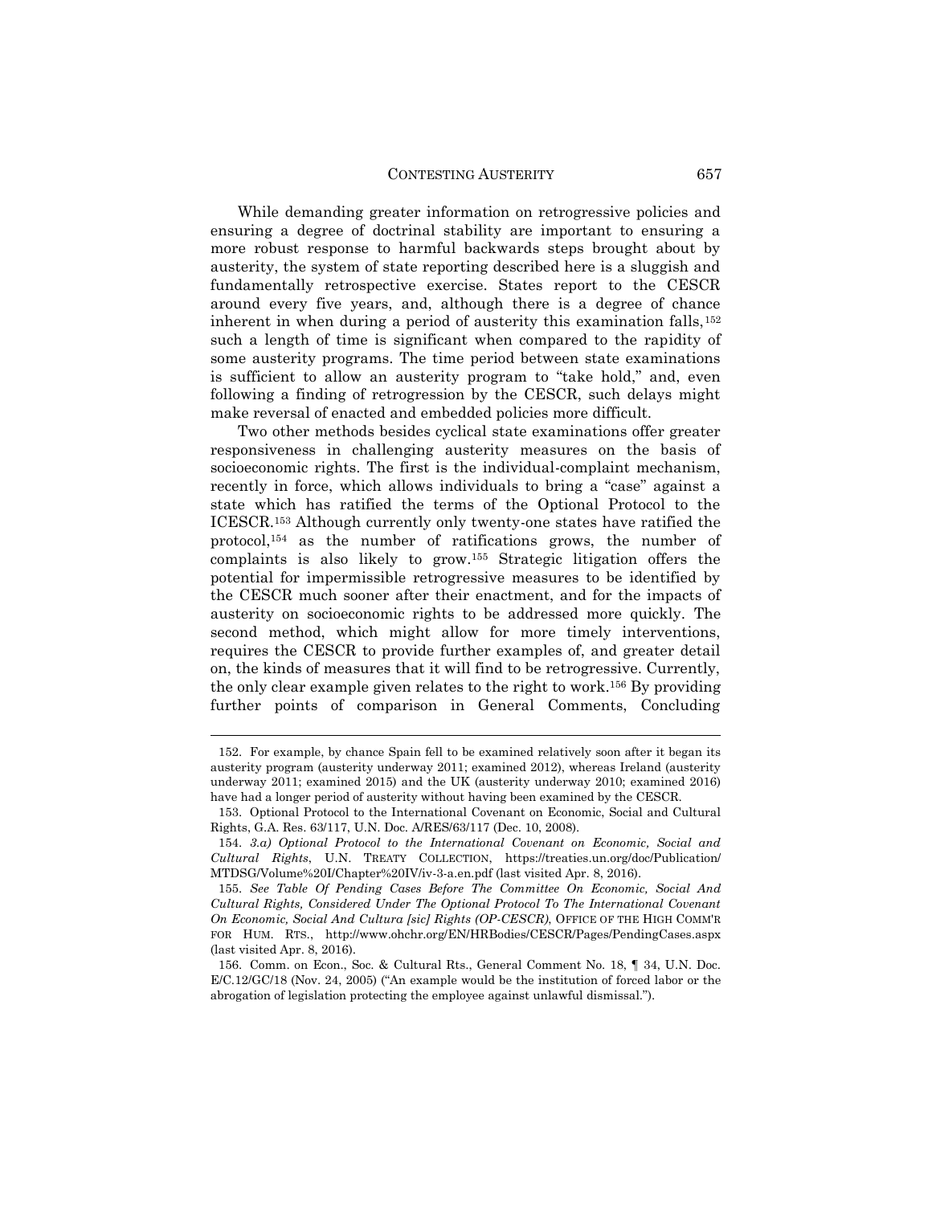While demanding greater information on retrogressive policies and ensuring a degree of doctrinal stability are important to ensuring a more robust response to harmful backwards steps brought about by austerity, the system of state reporting described here is a sluggish and fundamentally retrospective exercise. States report to the CESCR around every five years, and, although there is a degree of chance inherent in when during a period of austerity this examination falls,[152] such a length of time is significant when compared to the rapidity of some austerity programs. The time period between state examinations is sufficient to allow an austerity program to "take hold," and, even following a finding of retrogression by the CESCR, such delays might make reversal of enacted and embedded policies more difficult.

Two other methods besides cyclical state examinations offer greater responsiveness in challenging austerity measures on the basis of socioeconomic rights. The first is the individual-complaint mechanism, recently in force, which allows individuals to bring a "case" against a state which has ratified the terms of the Optional Protocol to the ICESCR.[153] Although currently only twenty-one states have ratified the protocol,[154] as the number of ratifications grows, the number of complaints is also likely to grow.[155] Strategic litigation offers the potential for impermissible retrogressive measures to be identified by the CESCR much sooner after their enactment, and for the impacts of austerity on socioeconomic rights to be addressed more quickly. The second method, which might allow for more timely interventions, requires the CESCR to provide further examples of, and greater detail on, the kinds of measures that it will find to be retrogressive. Currently, the only clear example given relates to the right to work.[156] By providing further points of comparison in General Comments, Concluding

---

152. For example, by chance Spain fell to be examined relatively soon after it began its austerity program (austerity underway 2011; examined 2012), whereas Ireland (austerity underway 2011; examined 2015) and the UK (austerity underway 2010; examined 2016) have had a longer period of austerity without having been examined by the CESCR.

153. Optional Protocol to the International Covenant on Economic, Social and Cultural Rights, G.A. Res. 63/117, U.N. Doc. A/RES/63/117 (Dec. 10, 2008).

154. *3.a) Optional Protocol to the International Covenant on Economic, Social and Cultural Rights*, U.N. TREATY COLLECTION, https://treaties.un.org/doc/Publication/MTDSG/Volume%20I/Chapter%20IV/iv-3-a.en.pdf (last visited Apr. 8, 2016).

155. *See Table Of Pending Cases Before The Committee On Economic, Social And Cultural Rights, Considered Under The Optional Protocol To The International Covenant On Economic, Social And Cultura [sic] Rights (OP-CESCR)*, OFFICE OF THE HIGH COMM'R FOR HUM. RTS., http://www.ohchr.org/EN/HRBodies/CESCR/Pages/PendingCases.aspx (last visited Apr. 8, 2016).

156. Comm. on Econ., Soc. & Cultural Rts., General Comment No. 18, ¶ 34, U.N. Doc. E/C.12/GC/18 (Nov. 24, 2005) ("An example would be the institution of forced labor or the abrogation of legislation protecting the employee against unlawful dismissal.").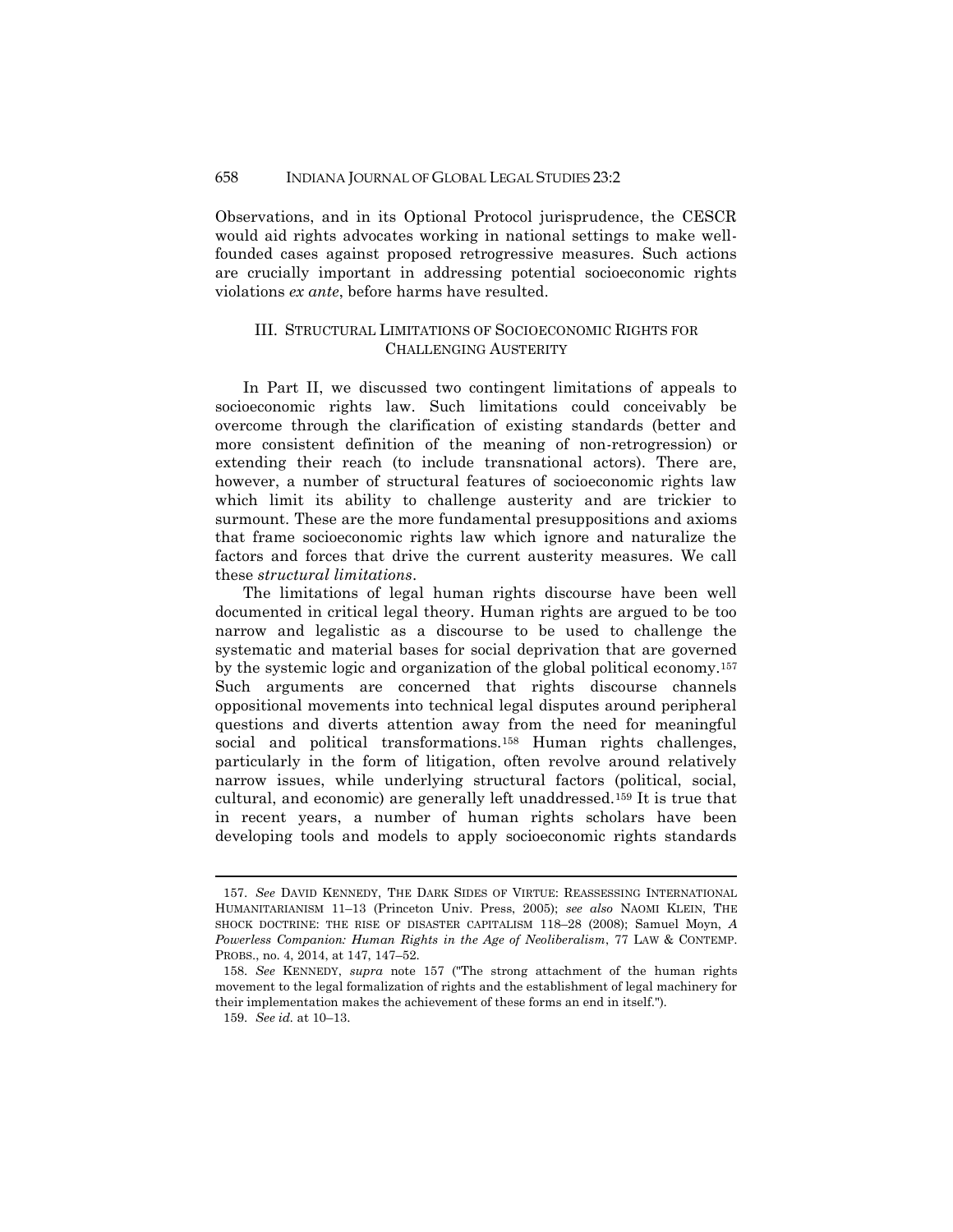Observations, and in its Optional Protocol jurisprudence, the CESCR would aid rights advocates working in national settings to make well-founded cases against proposed retrogressive measures. Such actions are crucially important in addressing potential socioeconomic rights violations *ex ante*, before harms have resulted.

## III. STRUCTURAL LIMITATIONS OF SOCIOECONOMIC RIGHTS FOR CHALLENGING AUSTERITY

In Part II, we discussed two contingent limitations of appeals to socioeconomic rights law. Such limitations could conceivably be overcome through the clarification of existing standards (better and more consistent definition of the meaning of non-retrogression) or extending their reach (to include transnational actors). There are, however, a number of structural features of socioeconomic rights law which limit its ability to challenge austerity and are trickier to surmount. These are the more fundamental presuppositions and axioms that frame socioeconomic rights law which ignore and naturalize the factors and forces that drive the current austerity measures. We call these *structural limitations*.

The limitations of legal human rights discourse have been well documented in critical legal theory. Human rights are argued to be too narrow and legalistic as a discourse to be used to challenge the systematic and material bases for social deprivation that are governed by the systemic logic and organization of the global political economy.[157] Such arguments are concerned that rights discourse channels oppositional movements into technical legal disputes around peripheral questions and diverts attention away from the need for meaningful social and political transformations.[158] Human rights challenges, particularly in the form of litigation, often revolve around relatively narrow issues, while underlying structural factors (political, social, cultural, and economic) are generally left unaddressed.[159] It is true that in recent years, a number of human rights scholars have been developing tools and models to apply socioeconomic rights standards

---

157. *See* DAVID KENNEDY, THE DARK SIDES OF VIRTUE: REASSESSING INTERNATIONAL HUMANITARIANISM 11–13 (Princeton Univ. Press, 2005); *see also* NAOMI KLEIN, THE SHOCK DOCTRINE: THE RISE OF DISASTER CAPITALISM 118–28 (2008); Samuel Moyn, *A Powerless Companion: Human Rights in the Age of Neoliberalism*, 77 LAW & CONTEMP. PROBS., no. 4, 2014, at 147, 147–52.

158. *See* KENNEDY, *supra* note 157 ("The strong attachment of the human rights movement to the legal formalization of rights and the establishment of legal machinery for their implementation makes the achievement of these forms an end in itself.").

159. *See id.* at 10–13.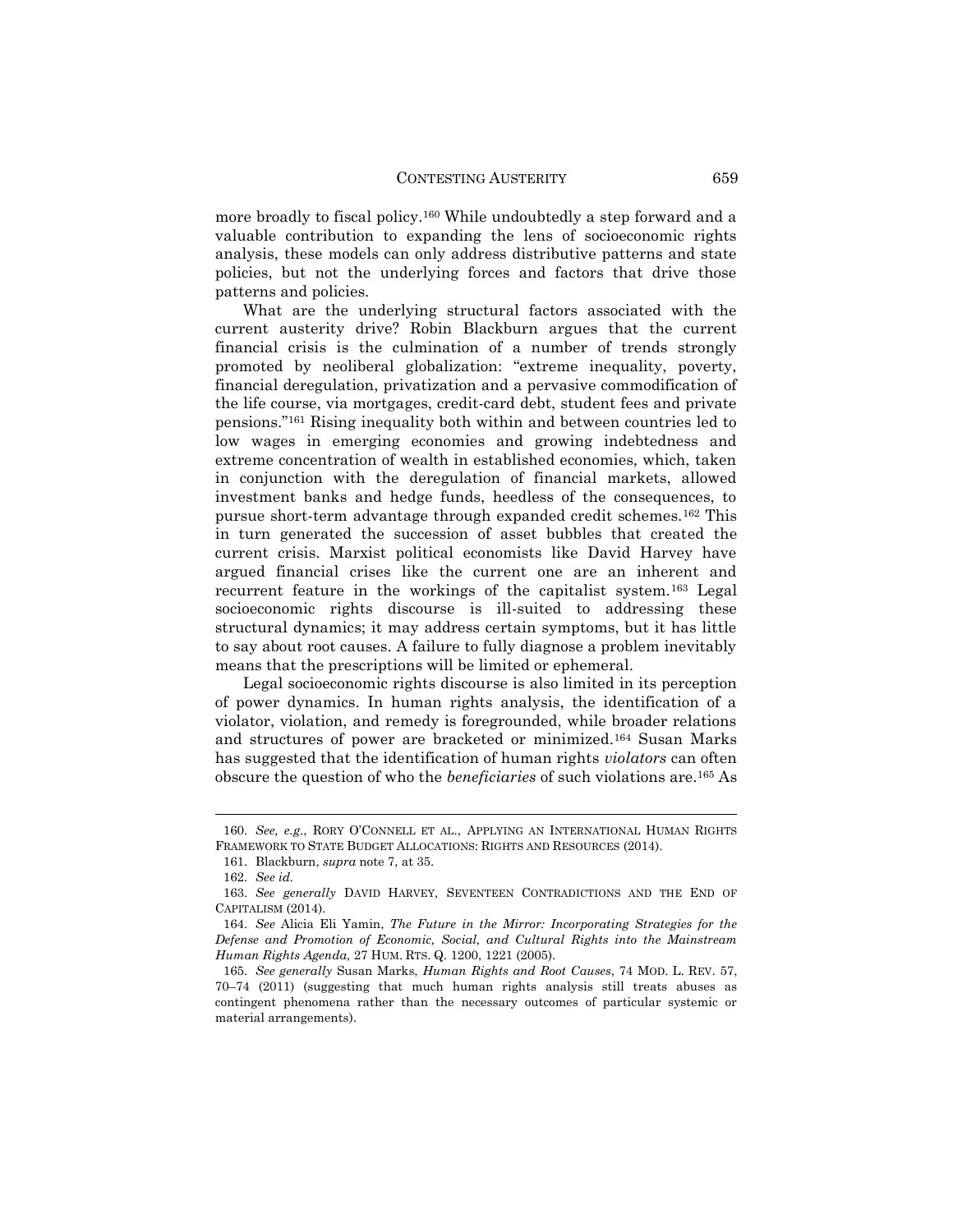more broadly to fiscal policy.[160] While undoubtedly a step forward and a valuable contribution to expanding the lens of socioeconomic rights analysis, these models can only address distributive patterns and state policies, but not the underlying forces and factors that drive those patterns and policies.

What are the underlying structural factors associated with the current austerity drive? Robin Blackburn argues that the current financial crisis is the culmination of a number of trends strongly promoted by neoliberal globalization: "extreme inequality, poverty, financial deregulation, privatization and a pervasive commodification of the life course, via mortgages, credit-card debt, student fees and private pensions."[161] Rising inequality both within and between countries led to low wages in emerging economies and growing indebtedness and extreme concentration of wealth in established economies, which, taken in conjunction with the deregulation of financial markets, allowed investment banks and hedge funds, heedless of the consequences, to pursue short-term advantage through expanded credit schemes.[162] This in turn generated the succession of asset bubbles that created the current crisis. Marxist political economists like David Harvey have argued financial crises like the current one are an inherent and recurrent feature in the workings of the capitalist system.[163] Legal socioeconomic rights discourse is ill-suited to addressing these structural dynamics; it may address certain symptoms, but it has little to say about root causes. A failure to fully diagnose a problem inevitably means that the prescriptions will be limited or ephemeral.

Legal socioeconomic rights discourse is also limited in its perception of power dynamics. In human rights analysis, the identification of a violator, violation, and remedy is foregrounded, while broader relations and structures of power are bracketed or minimized.[164] Susan Marks has suggested that the identification of human rights *violators* can often obscure the question of who the *beneficiaries* of such violations are.[165] As

---

160. *See, e.g.*, RORY O'CONNELL ET AL., APPLYING AN INTERNATIONAL HUMAN RIGHTS FRAMEWORK TO STATE BUDGET ALLOCATIONS: RIGHTS AND RESOURCES (2014).

161. Blackburn, *supra* note 7, at 35.

162. *See id.*

163. *See generally* DAVID HARVEY, SEVENTEEN CONTRADICTIONS AND THE END OF CAPITALISM (2014).

164. *See* Alicia Eli Yamin, *The Future in the Mirror: Incorporating Strategies for the Defense and Promotion of Economic, Social, and Cultural Rights into the Mainstream Human Rights Agenda*, 27 HUM. RTS. Q. 1200, 1221 (2005).

165. *See generally* Susan Marks, *Human Rights and Root Causes*, 74 MOD. L. REV. 57, 70–74 (2011) (suggesting that much human rights analysis still treats abuses as contingent phenomena rather than the necessary outcomes of particular systemic or material arrangements).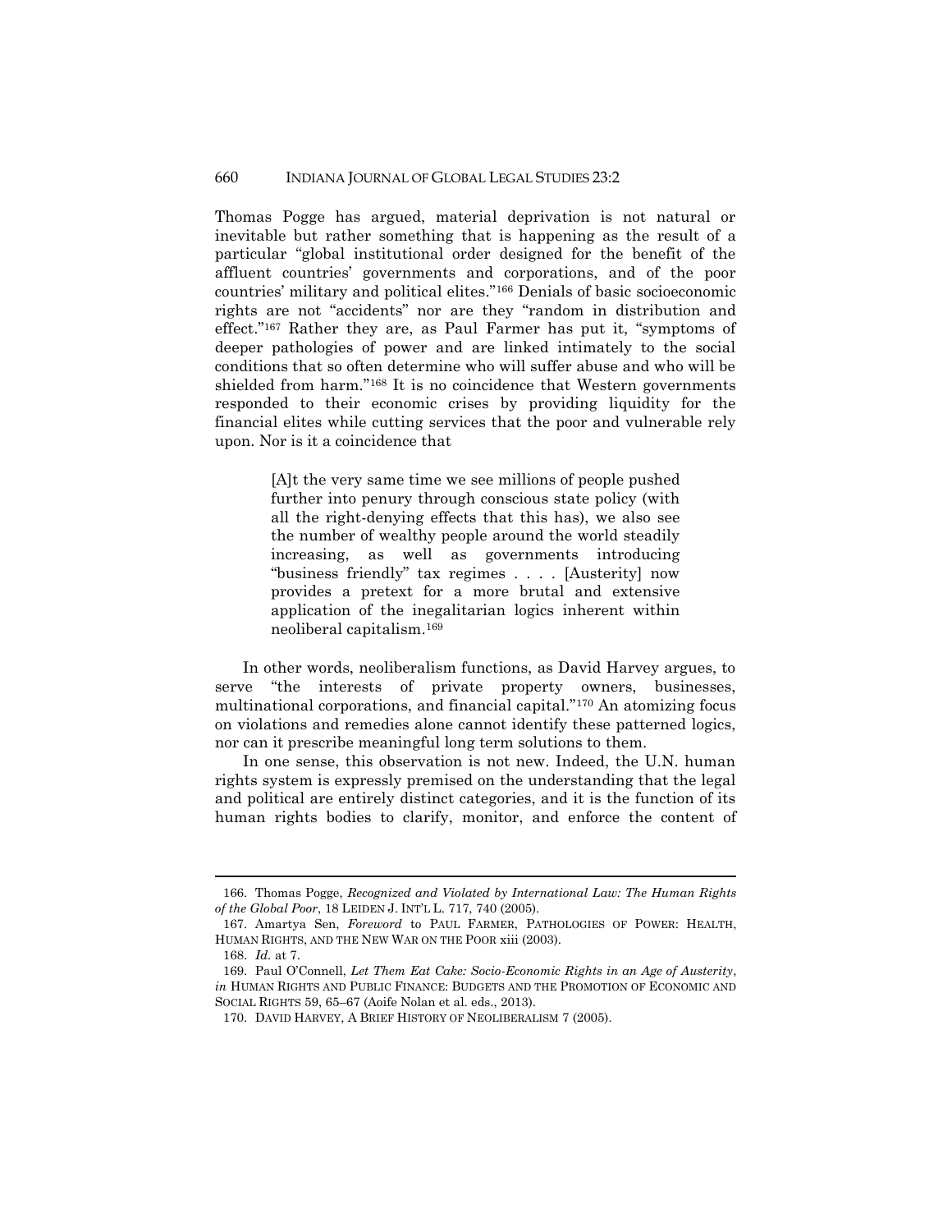Thomas Pogge has argued, material deprivation is not natural or inevitable but rather something that is happening as the result of a particular "global institutional order designed for the benefit of the affluent countries' governments and corporations, and of the poor countries' military and political elites."[166] Denials of basic socioeconomic rights are not "accidents" nor are they "random in distribution and effect."[167] Rather they are, as Paul Farmer has put it, "symptoms of deeper pathologies of power and are linked intimately to the social conditions that so often determine who will suffer abuse and who will be shielded from harm."[168] It is no coincidence that Western governments responded to their economic crises by providing liquidity for the financial elites while cutting services that the poor and vulnerable rely upon. Nor is it a coincidence that

> [A]t the very same time we see millions of people pushed further into penury through conscious state policy (with all the right-denying effects that this has), we also see the number of wealthy people around the world steadily increasing, as well as governments introducing "business friendly" tax regimes . . . . [Austerity] now provides a pretext for a more brutal and extensive application of the inegalitarian logics inherent within neoliberal capitalism.[169]

In other words, neoliberalism functions, as David Harvey argues, to serve "the interests of private property owners, businesses, multinational corporations, and financial capital."[170] An atomizing focus on violations and remedies alone cannot identify these patterned logics, nor can it prescribe meaningful long term solutions to them.

In one sense, this observation is not new. Indeed, the U.N. human rights system is expressly premised on the understanding that the legal and political are entirely distinct categories, and it is the function of its human rights bodies to clarify, monitor, and enforce the content of

---

166. Thomas Pogge, *Recognized and Violated by International Law: The Human Rights of the Global Poor*, 18 LEIDEN J. INT'L L. 717, 740 (2005).

167. Amartya Sen, *Foreword* to PAUL FARMER, PATHOLOGIES OF POWER: HEALTH, HUMAN RIGHTS, AND THE NEW WAR ON THE POOR xiii (2003).

168. *Id.* at 7.

169. Paul O'Connell, *Let Them Eat Cake: Socio-Economic Rights in an Age of Austerity*, *in* HUMAN RIGHTS AND PUBLIC FINANCE: BUDGETS AND THE PROMOTION OF ECONOMIC AND SOCIAL RIGHTS 59, 65–67 (Aoife Nolan et al. eds., 2013).

170. DAVID HARVEY, A BRIEF HISTORY OF NEOLIBERALISM 7 (2005).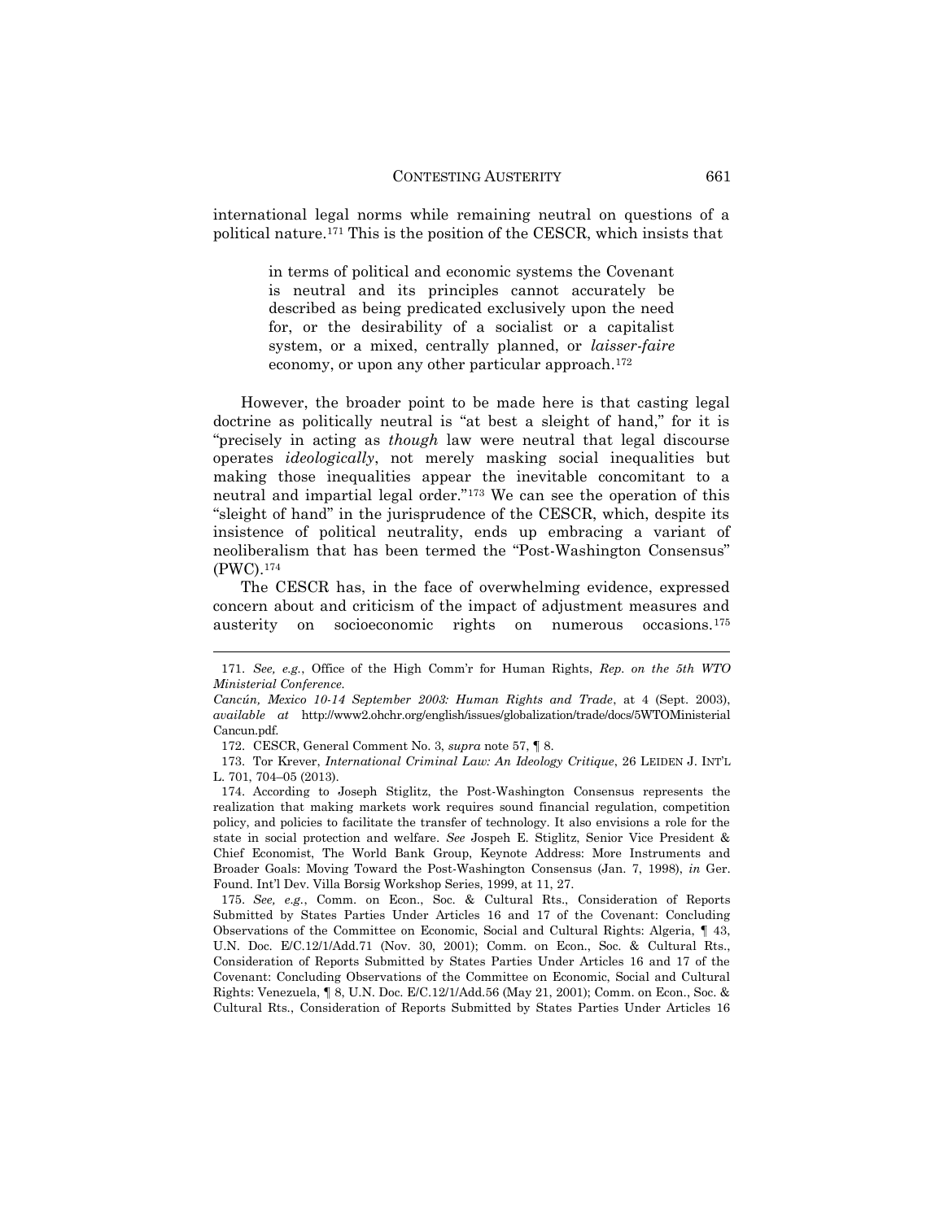international legal norms while remaining neutral on questions of a political nature.[171] This is the position of the CESCR, which insists that

> in terms of political and economic systems the Covenant is neutral and its principles cannot accurately be described as being predicated exclusively upon the need for, or the desirability of a socialist or a capitalist system, or a mixed, centrally planned, or *laisser-faire* economy, or upon any other particular approach.[172]

However, the broader point to be made here is that casting legal doctrine as politically neutral is "at best a sleight of hand," for it is "precisely in acting as *though* law were neutral that legal discourse operates *ideologically*, not merely masking social inequalities but making those inequalities appear the inevitable concomitant to a neutral and impartial legal order."[173] We can see the operation of this "sleight of hand" in the jurisprudence of the CESCR, which, despite its insistence of political neutrality, ends up embracing a variant of neoliberalism that has been termed the "Post-Washington Consensus" (PWC).[174]

The CESCR has, in the face of overwhelming evidence, expressed concern about and criticism of the impact of adjustment measures and austerity on socioeconomic rights on numerous occasions.[175]

---

171. *See, e.g.*, Office of the High Comm'r for Human Rights, *Rep. on the 5th WTO Ministerial Conference. Cancún, Mexico 10-14 September 2003: Human Rights and Trade*, at 4 (Sept. 2003), *available at* http://www2.ohchr.org/english/issues/globalization/trade/docs/5WTOMinisterialCancun.pdf.

172. CESCR, General Comment No. 3, *supra* note 57, ¶ 8.

173. Tor Krever, *International Criminal Law: An Ideology Critique*, 26 LEIDEN J. INT'L L. 701, 704–05 (2013).

174. According to Joseph Stiglitz, the Post-Washington Consensus represents the realization that making markets work requires sound financial regulation, competition policy, and policies to facilitate the transfer of technology. It also envisions a role for the state in social protection and welfare. *See* Jospeh E. Stiglitz, Senior Vice President & Chief Economist, The World Bank Group, Keynote Address: More Instruments and Broader Goals: Moving Toward the Post-Washington Consensus (Jan. 7, 1998), *in* Ger. Found. Int'l Dev. Villa Borsig Workshop Series, 1999, at 11, 27.

175. *See, e.g.*, Comm. on Econ., Soc. & Cultural Rts., Consideration of Reports Submitted by States Parties Under Articles 16 and 17 of the Covenant: Concluding Observations of the Committee on Economic, Social and Cultural Rights: Algeria, ¶ 43, U.N. Doc. E/C.12/1/Add.71 (Nov. 30, 2001); Comm. on Econ., Soc. & Cultural Rts., Consideration of Reports Submitted by States Parties Under Articles 16 and 17 of the Covenant: Concluding Observations of the Committee on Economic, Social and Cultural Rights: Venezuela, ¶ 8, U.N. Doc. E/C.12/1/Add.56 (May 21, 2001); Comm. on Econ., Soc. & Cultural Rts., Consideration of Reports Submitted by States Parties Under Articles 16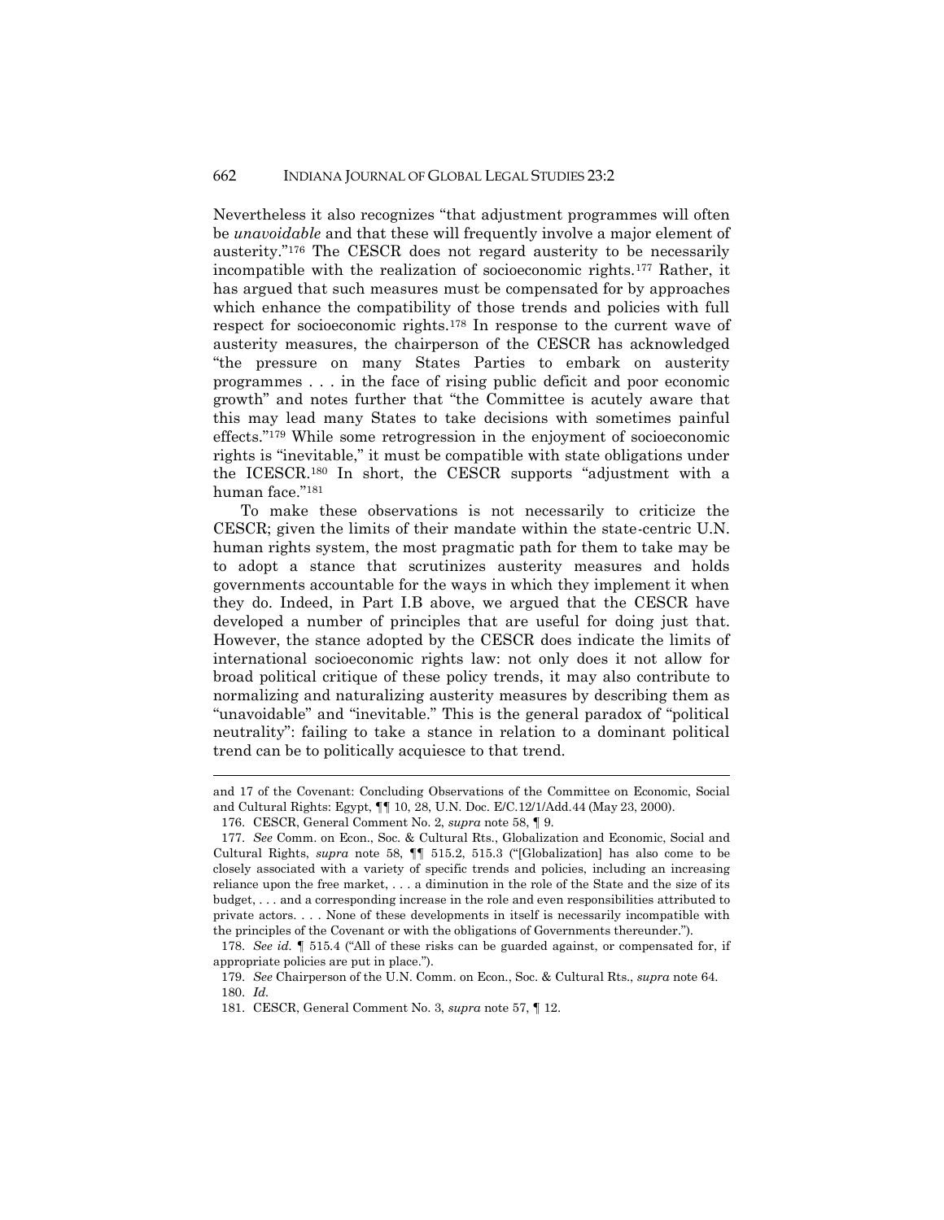Nevertheless it also recognizes "that adjustment programmes will often be *unavoidable* and that these will frequently involve a major element of austerity."[176] The CESCR does not regard austerity to be necessarily incompatible with the realization of socioeconomic rights.[177] Rather, it has argued that such measures must be compensated for by approaches which enhance the compatibility of those trends and policies with full respect for socioeconomic rights.[178] In response to the current wave of austerity measures, the chairperson of the CESCR has acknowledged "the pressure on many States Parties to embark on austerity programmes . . . in the face of rising public deficit and poor economic growth" and notes further that "the Committee is acutely aware that this may lead many States to take decisions with sometimes painful effects."[179] While some retrogression in the enjoyment of socioeconomic rights is "inevitable," it must be compatible with state obligations under the ICESCR.[180] In short, the CESCR supports "adjustment with a human face."[181]

To make these observations is not necessarily to criticize the CESCR; given the limits of their mandate within the state-centric U.N. human rights system, the most pragmatic path for them to take may be to adopt a stance that scrutinizes austerity measures and holds governments accountable for the ways in which they implement it when they do. Indeed, in Part I.B above, we argued that the CESCR have developed a number of principles that are useful for doing just that. However, the stance adopted by the CESCR does indicate the limits of international socioeconomic rights law: not only does it not allow for broad political critique of these policy trends, it may also contribute to normalizing and naturalizing austerity measures by describing them as "unavoidable" and "inevitable." This is the general paradox of "political neutrality": failing to take a stance in relation to a dominant political trend can be to politically acquiesce to that trend.

---

and 17 of the Covenant: Concluding Observations of the Committee on Economic, Social and Cultural Rights: Egypt, ¶¶ 10, 28, U.N. Doc. E/C.12/1/Add.44 (May 23, 2000).

176. CESCR, General Comment No. 2, *supra* note 58, ¶ 9.

177. *See* Comm. on Econ., Soc. & Cultural Rts., Globalization and Economic, Social and Cultural Rights, *supra* note 58, ¶¶ 515.2, 515.3 ("[Globalization] has also come to be closely associated with a variety of specific trends and policies, including an increasing reliance upon the free market, . . . a diminution in the role of the State and the size of its budget, . . . and a corresponding increase in the role and even responsibilities attributed to private actors. . . . None of these developments in itself is necessarily incompatible with the principles of the Covenant or with the obligations of Governments thereunder.").

178. *See id.* ¶ 515.4 ("All of these risks can be guarded against, or compensated for, if appropriate policies are put in place.").

179. *See* Chairperson of the U.N. Comm. on Econ., Soc. & Cultural Rts., *supra* note 64.

180. *Id.*

181. CESCR, General Comment No. 3, *supra* note 57, ¶ 12.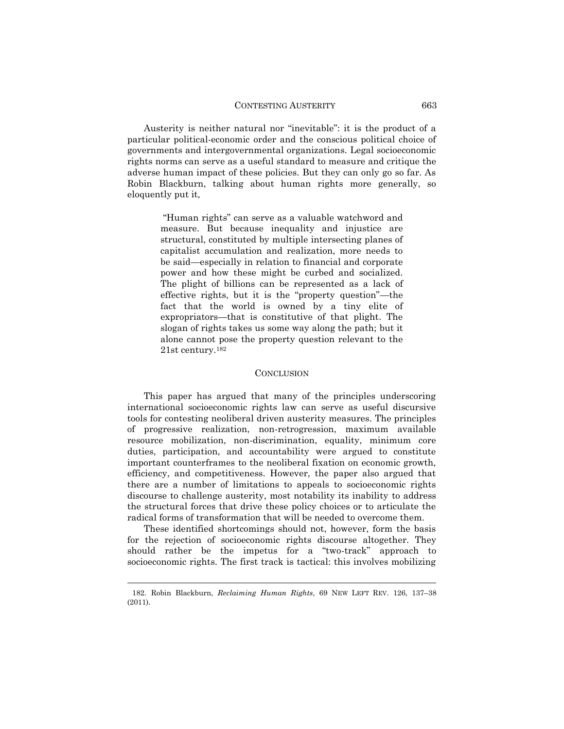Austerity is neither natural nor "inevitable": it is the product of a particular political-economic order and the conscious political choice of governments and intergovernmental organizations. Legal socioeconomic rights norms can serve as a useful standard to measure and critique the adverse human impact of these policies. But they can only go so far. As Robin Blackburn, talking about human rights more generally, so eloquently put it,

> "Human rights" can serve as a valuable watchword and measure. But because inequality and injustice are structural, constituted by multiple intersecting planes of capitalist accumulation and realization, more needs to be said—especially in relation to financial and corporate power and how these might be curbed and socialized. The plight of billions can be represented as a lack of effective rights, but it is the "property question"—the fact that the world is owned by a tiny elite of expropriators—that is constitutive of that plight. The slogan of rights takes us some way along the path; but it alone cannot pose the property question relevant to the 21st century.[182]

## CONCLUSION

This paper has argued that many of the principles underscoring international socioeconomic rights law can serve as useful discursive tools for contesting neoliberal driven austerity measures. The principles of progressive realization, non-retrogression, maximum available resource mobilization, non-discrimination, equality, minimum core duties, participation, and accountability were argued to constitute important counterframes to the neoliberal fixation on economic growth, efficiency, and competitiveness. However, the paper also argued that there are a number of limitations to appeals to socioeconomic rights discourse to challenge austerity, most notability its inability to address the structural forces that drive these policy choices or to articulate the radical forms of transformation that will be needed to overcome them.

These identified shortcomings should not, however, form the basis for the rejection of socioeconomic rights discourse altogether. They should rather be the impetus for a "two-track" approach to socioeconomic rights. The first track is tactical: this involves mobilizing

---

182. Robin Blackburn, *Reclaiming Human Rights*, 69 NEW LEFT REV. 126, 137–38 (2011).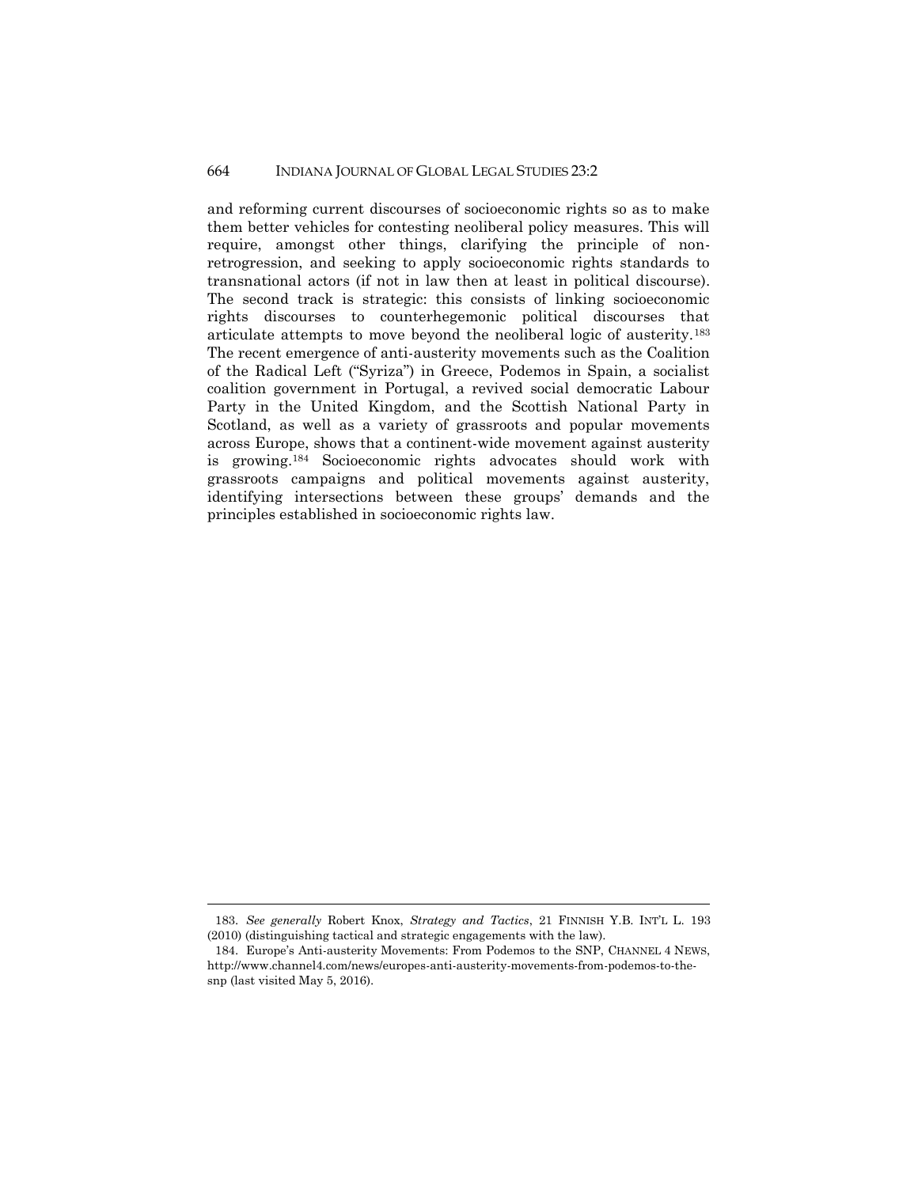and reforming current discourses of socioeconomic rights so as to make them better vehicles for contesting neoliberal policy measures. This will require, amongst other things, clarifying the principle of non-retrogression, and seeking to apply socioeconomic rights standards to transnational actors (if not in law then at least in political discourse). The second track is strategic: this consists of linking socioeconomic rights discourses to counterhegemonic political discourses that articulate attempts to move beyond the neoliberal logic of austerity.[183] The recent emergence of anti-austerity movements such as the Coalition of the Radical Left ("Syriza") in Greece, Podemos in Spain, a socialist coalition government in Portugal, a revived social democratic Labour Party in the United Kingdom, and the Scottish National Party in Scotland, as well as a variety of grassroots and popular movements across Europe, shows that a continent-wide movement against austerity is growing.[184] Socioeconomic rights advocates should work with grassroots campaigns and political movements against austerity, identifying intersections between these groups' demands and the principles established in socioeconomic rights law.

---

183. *See generally* Robert Knox, *Strategy and Tactics*, 21 FINNISH Y.B. INT'L L. 193 (2010) (distinguishing tactical and strategic engagements with the law).

184. Europe's Anti-austerity Movements: From Podemos to the SNP, CHANNEL 4 NEWS, http://www.channel4.com/news/europes-anti-austerity-movements-from-podemos-to-the-snp (last visited May 5, 2016).